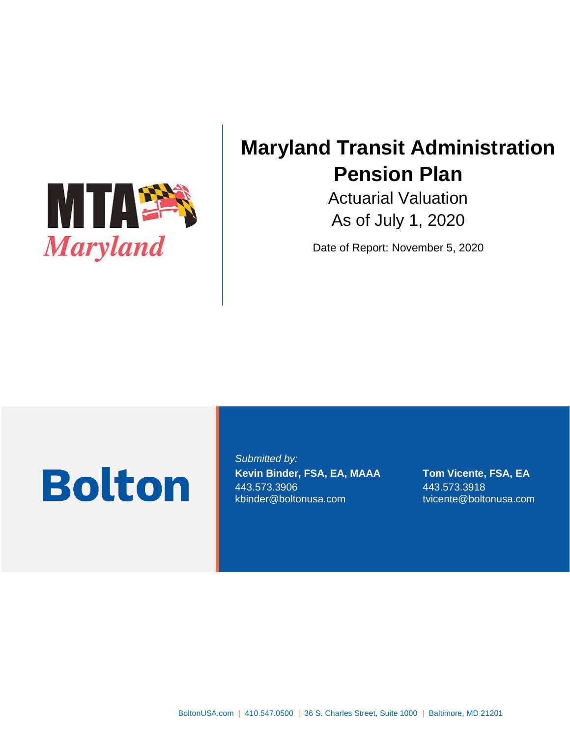MTA Maryland

# Maryland Transit Administration Pension Plan

Actuarial Valuation

As of July 1, 2020

Date of Report: November 5, 2020

Bolton

*Submitted by:*

**Kevin Binder, FSA, EA, MAAA**
443.573.3906
kbinder@boltonusa.com

**Tom Vicente, FSA, EA**
443.573.3918
tvicente@boltonusa.com

BoltonUSA.com | 410.547.0500 | 36 S. Charles Street, Suite 1000 | Baltimore, MD 21201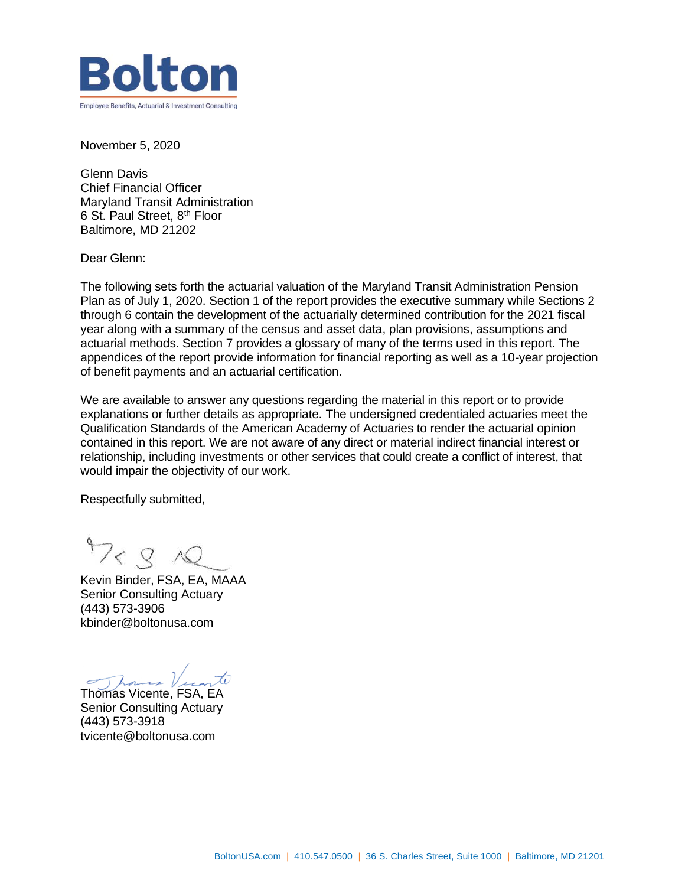**Bolton**

Employee Benefits, Actuarial & Investment Consulting

November 5, 2020

Glenn Davis
Chief Financial Officer
Maryland Transit Administration
6 St. Paul Street, 8th Floor
Baltimore, MD 21202

Dear Glenn:

The following sets forth the actuarial valuation of the Maryland Transit Administration Pension Plan as of July 1, 2020. Section 1 of the report provides the executive summary while Sections 2 through 6 contain the development of the actuarially determined contribution for the 2021 fiscal year along with a summary of the census and asset data, plan provisions, assumptions and actuarial methods. Section 7 provides a glossary of many of the terms used in this report. The appendices of the report provide information for financial reporting as well as a 10-year projection of benefit payments and an actuarial certification.

We are available to answer any questions regarding the material in this report or to provide explanations or further details as appropriate. The undersigned credentialed actuaries meet the Qualification Standards of the American Academy of Actuaries to render the actuarial opinion contained in this report. We are not aware of any direct or material indirect financial interest or relationship, including investments or other services that could create a conflict of interest, that would impair the objectivity of our work.

Respectfully submitted,

Kevin Binder, FSA, EA, MAAA
Senior Consulting Actuary
(443) 573-3906
kbinder@boltonusa.com

Thomas Vicente, FSA, EA
Senior Consulting Actuary
(443) 573-3918
tvicente@boltonusa.com

BoltonUSA.com | 410.547.0500 | 36 S. Charles Street, Suite 1000 | Baltimore, MD 21201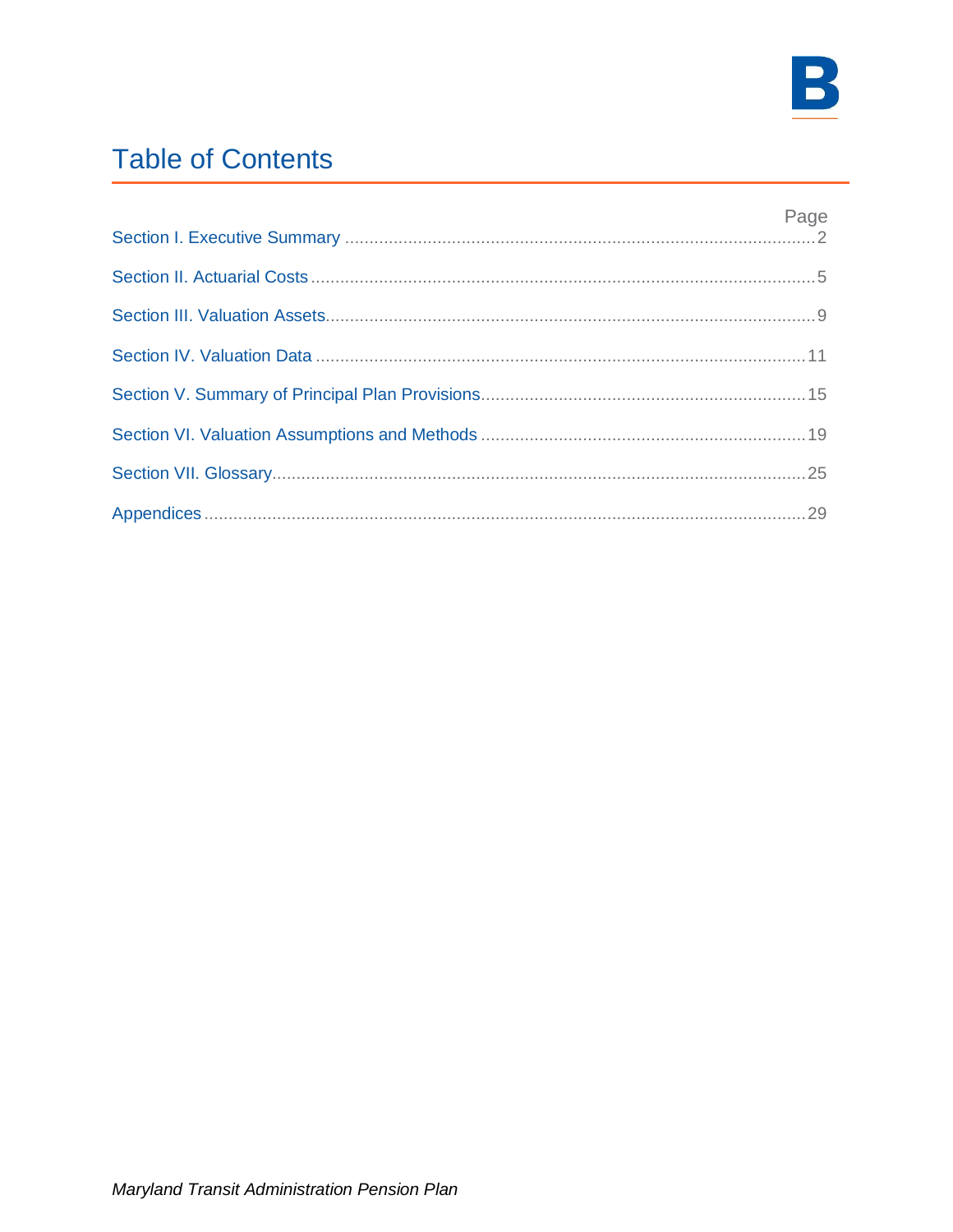# Table of Contents

| | Page |
|---|---|
| Section I. Executive Summary | 2 |
| Section II. Actuarial Costs | 5 |
| Section III. Valuation Assets | 9 |
| Section IV. Valuation Data | 11 |
| Section V. Summary of Principal Plan Provisions | 15 |
| Section VI. Valuation Assumptions and Methods | 19 |
| Section VII. Glossary | 25 |
| Appendices | 29 |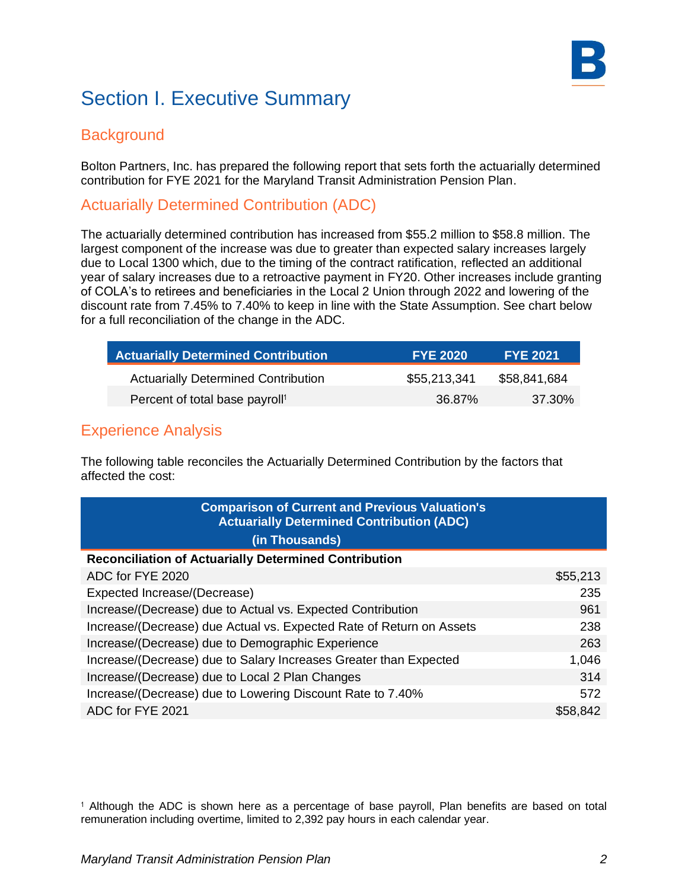# Section I. Executive Summary

## Background

Bolton Partners, Inc. has prepared the following report that sets forth the actuarially determined contribution for FYE 2021 for the Maryland Transit Administration Pension Plan.

## Actuarially Determined Contribution (ADC)

The actuarially determined contribution has increased from $55.2 million to $58.8 million. The largest component of the increase was due to greater than expected salary increases largely due to Local 1300 which, due to the timing of the contract ratification, reflected an additional year of salary increases due to a retroactive payment in FY20. Other increases include granting of COLA's to retirees and beneficiaries in the Local 2 Union through 2022 and lowering of the discount rate from 7.45% to 7.40% to keep in line with the State Assumption. See chart below for a full reconciliation of the change in the ADC.

| Actuarially Determined Contribution | FYE 2020 | FYE 2021 |
|---|---|---|
| Actuarially Determined Contribution | $55,213,341 | $58,841,684 |
| Percent of total base payroll[1] | 36.87% | 37.30% |

## Experience Analysis

The following table reconciles the Actuarially Determined Contribution by the factors that affected the cost:

| Comparison of Current and Previous Valuation's Actuarially Determined Contribution (ADC) (in Thousands) | |
|---|---|
| **Reconciliation of Actuarially Determined Contribution** | |
| ADC for FYE 2020 | $55,213 |
| Expected Increase/(Decrease) | 235 |
| Increase/(Decrease) due to Actual vs. Expected Contribution | 961 |
| Increase/(Decrease) due Actual vs. Expected Rate of Return on Assets | 238 |
| Increase/(Decrease) due to Demographic Experience | 263 |
| Increase/(Decrease) due to Salary Increases Greater than Expected | 1,046 |
| Increase/(Decrease) due to Local 2 Plan Changes | 314 |
| Increase/(Decrease) due to Lowering Discount Rate to 7.40% | 572 |
| ADC for FYE 2021 | $58,842 |

[1] Although the ADC is shown here as a percentage of base payroll, Plan benefits are based on total remuneration including overtime, limited to 2,392 pay hours in each calendar year.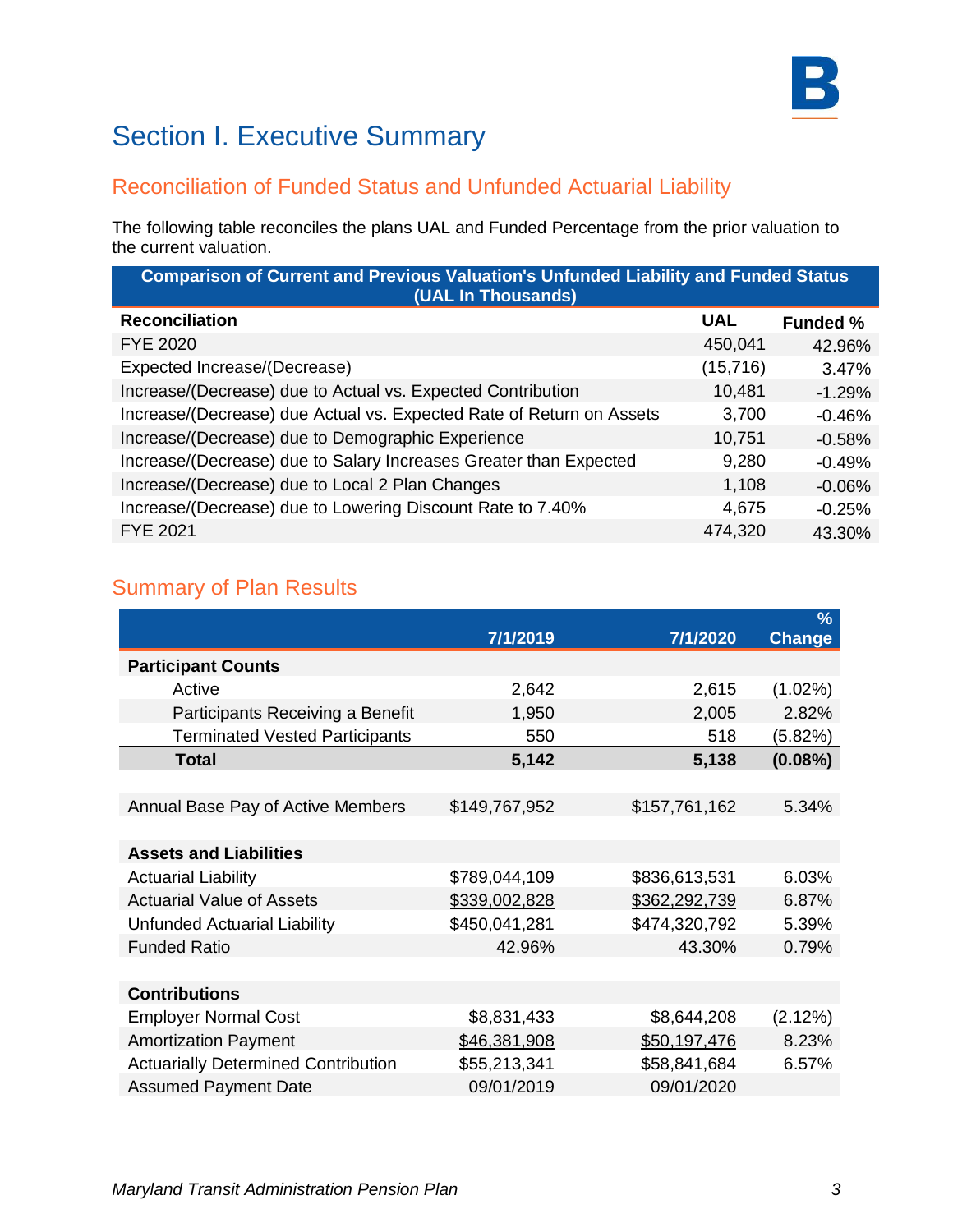# Section I. Executive Summary

## Reconciliation of Funded Status and Unfunded Actuarial Liability

The following table reconciles the plans UAL and Funded Percentage from the prior valuation to the current valuation.

| Comparison of Current and Previous Valuation's Unfunded Liability and Funded Status (UAL In Thousands) | | |
|---|---|---|
| **Reconciliation** | **UAL** | **Funded %** |
| FYE 2020 | 450,041 | 42.96% |
| Expected Increase/(Decrease) | (15,716) | 3.47% |
| Increase/(Decrease) due to Actual vs. Expected Contribution | 10,481 | -1.29% |
| Increase/(Decrease) due Actual vs. Expected Rate of Return on Assets | 3,700 | -0.46% |
| Increase/(Decrease) due to Demographic Experience | 10,751 | -0.58% |
| Increase/(Decrease) due to Salary Increases Greater than Expected | 9,280 | -0.49% |
| Increase/(Decrease) due to Local 2 Plan Changes | 1,108 | -0.06% |
| Increase/(Decrease) due to Lowering Discount Rate to 7.40% | 4,675 | -0.25% |
| FYE 2021 | 474,320 | 43.30% |

## Summary of Plan Results

| | 7/1/2019 | 7/1/2020 | % Change |
|---|---|---|---|
| **Participant Counts** | | | |
| Active | 2,642 | 2,615 | (1.02%) |
| Participants Receiving a Benefit | 1,950 | 2,005 | 2.82% |
| Terminated Vested Participants | 550 | 518 | (5.82%) |
| **Total** | **5,142** | **5,138** | **(0.08%)** |
| | | | |
| Annual Base Pay of Active Members | $149,767,952 | $157,761,162 | 5.34% |
| | | | |
| **Assets and Liabilities** | | | |
| Actuarial Liability | $789,044,109 | $836,613,531 | 6.03% |
| Actuarial Value of Assets | $339,002,828 | $362,292,739 | 6.87% |
| Unfunded Actuarial Liability | $450,041,281 | $474,320,792 | 5.39% |
| Funded Ratio | 42.96% | 43.30% | 0.79% |
| | | | |
| **Contributions** | | | |
| Employer Normal Cost | $8,831,433 | $8,644,208 | (2.12%) |
| Amortization Payment | $46,381,908 | $50,197,476 | 8.23% |
| Actuarially Determined Contribution | $55,213,341 | $58,841,684 | 6.57% |
| Assumed Payment Date | 09/01/2019 | 09/01/2020 | |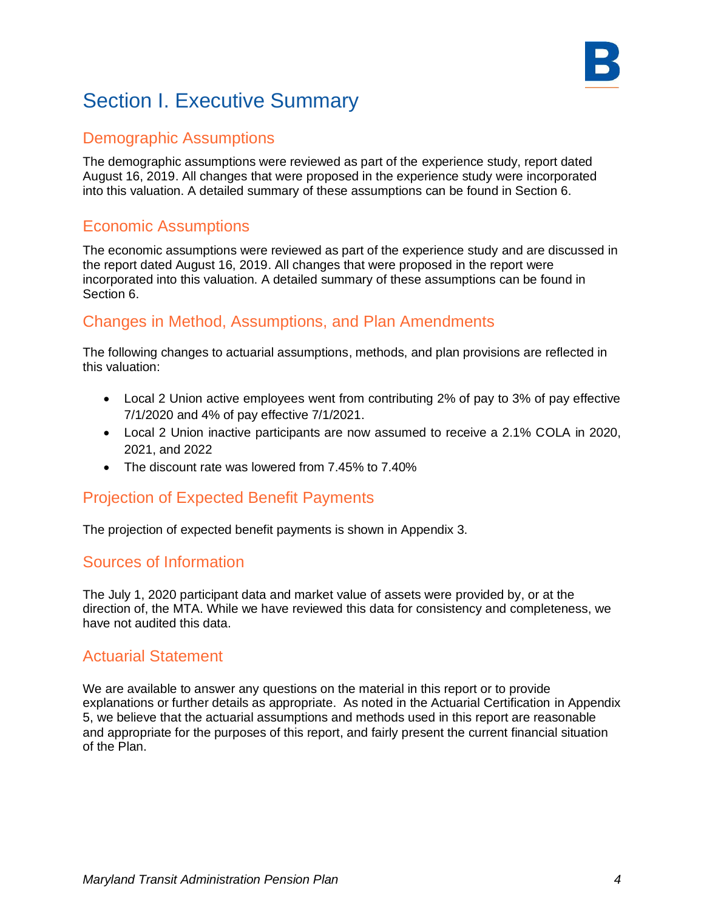# Section I. Executive Summary

## Demographic Assumptions

The demographic assumptions were reviewed as part of the experience study, report dated August 16, 2019. All changes that were proposed in the experience study were incorporated into this valuation. A detailed summary of these assumptions can be found in Section 6.

## Economic Assumptions

The economic assumptions were reviewed as part of the experience study and are discussed in the report dated August 16, 2019. All changes that were proposed in the report were incorporated into this valuation. A detailed summary of these assumptions can be found in Section 6.

## Changes in Method, Assumptions, and Plan Amendments

The following changes to actuarial assumptions, methods, and plan provisions are reflected in this valuation:

- Local 2 Union active employees went from contributing 2% of pay to 3% of pay effective 7/1/2020 and 4% of pay effective 7/1/2021.
- Local 2 Union inactive participants are now assumed to receive a 2.1% COLA in 2020, 2021, and 2022
- The discount rate was lowered from 7.45% to 7.40%

## Projection of Expected Benefit Payments

The projection of expected benefit payments is shown in Appendix 3.

## Sources of Information

The July 1, 2020 participant data and market value of assets were provided by, or at the direction of, the MTA. While we have reviewed this data for consistency and completeness, we have not audited this data.

## Actuarial Statement

We are available to answer any questions on the material in this report or to provide explanations or further details as appropriate. As noted in the Actuarial Certification in Appendix 5, we believe that the actuarial assumptions and methods used in this report are reasonable and appropriate for the purposes of this report, and fairly present the current financial situation of the Plan.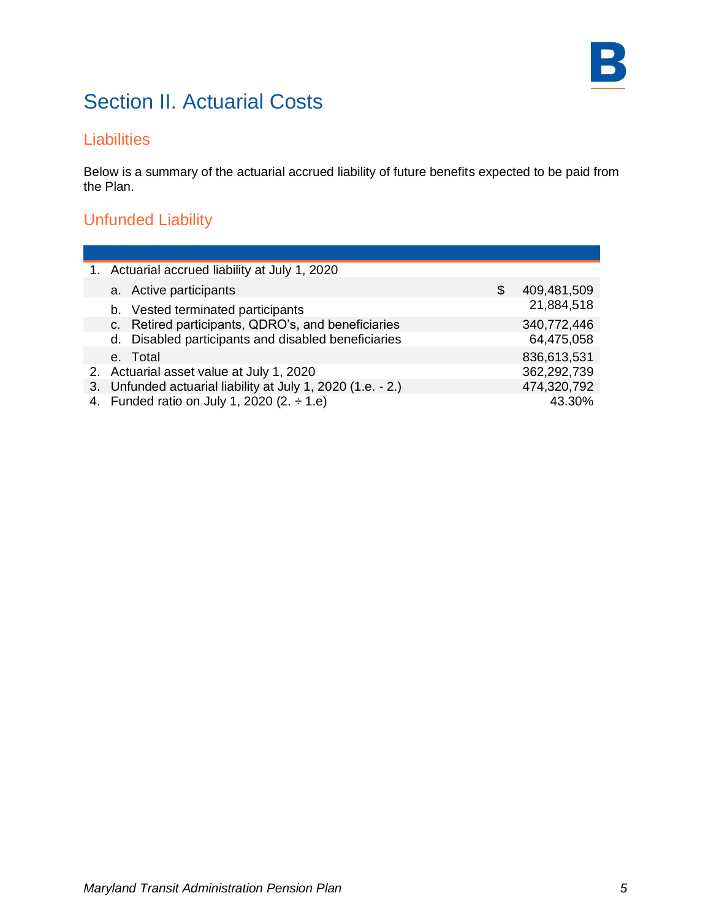# Section II. Actuarial Costs

## Liabilities

Below is a summary of the actuarial accrued liability of future benefits expected to be paid from the Plan.

## Unfunded Liability

| | | |
|---|---|---|
| 1. Actuarial accrued liability at July 1, 2020 | | |
| a. Active participants | $ | 409,481,509 |
| b. Vested terminated participants | | 21,884,518 |
| c. Retired participants, QDRO's, and beneficiaries | | 340,772,446 |
| d. Disabled participants and disabled beneficiaries | | 64,475,058 |
| e. Total | | 836,613,531 |
| 2. Actuarial asset value at July 1, 2020 | | 362,292,739 |
| 3. Unfunded actuarial liability at July 1, 2020 (1.e. - 2.) | | 474,320,792 |
| 4. Funded ratio on July 1, 2020 (2. ÷ 1.e) | | 43.30% |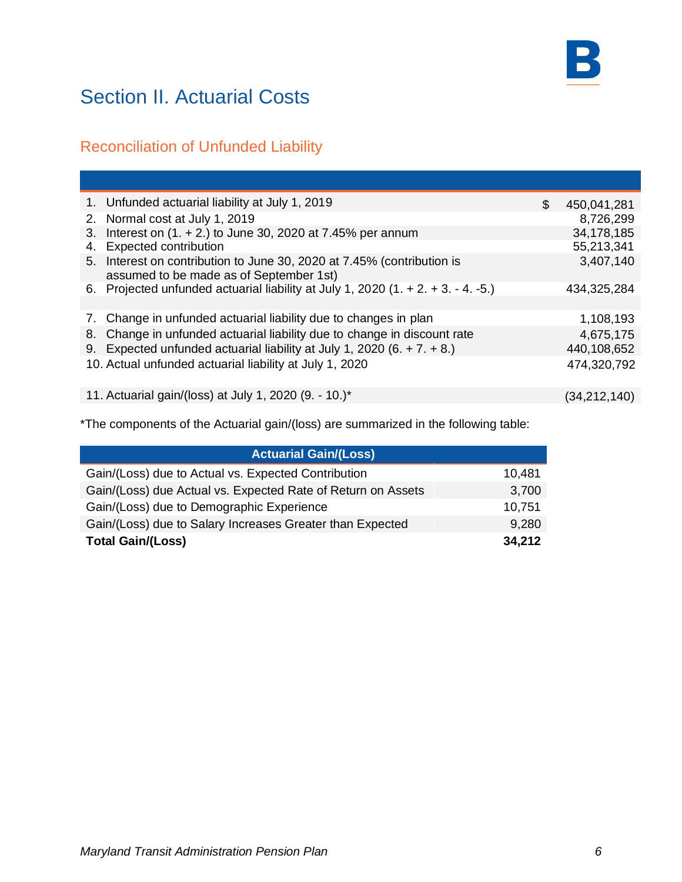# Section II. Actuarial Costs

## Reconciliation of Unfunded Liability

| | | |
|---|---|---|
| 1. Unfunded actuarial liability at July 1, 2019 | $ | 450,041,281 |
| 2. Normal cost at July 1, 2019 | | 8,726,299 |
| 3. Interest on (1. + 2.) to June 30, 2020 at 7.45% per annum | | 34,178,185 |
| 4. Expected contribution | | 55,213,341 |
| 5. Interest on contribution to June 30, 2020 at 7.45% (contribution is assumed to be made as of September 1st) | | 3,407,140 |
| 6. Projected unfunded actuarial liability at July 1, 2020 (1. + 2. + 3. - 4. -5.) | | 434,325,284 |
| | | |
| 7. Change in unfunded actuarial liability due to changes in plan | | 1,108,193 |
| 8. Change in unfunded actuarial liability due to change in discount rate | | 4,675,175 |
| 9. Expected unfunded actuarial liability at July 1, 2020 (6. + 7. + 8.) | | 440,108,652 |
| 10. Actual unfunded actuarial liability at July 1, 2020 | | 474,320,792 |
| | | |
| 11. Actuarial gain/(loss) at July 1, 2020 (9. - 10.)* | | (34,212,140) |

*The components of the Actuarial gain/(loss) are summarized in the following table:

| Actuarial Gain/(Loss) | |
|---|---|
| Gain/(Loss) due to Actual vs. Expected Contribution | 10,481 |
| Gain/(Loss) due Actual vs. Expected Rate of Return on Assets | 3,700 |
| Gain/(Loss) due to Demographic Experience | 10,751 |
| Gain/(Loss) due to Salary Increases Greater than Expected | 9,280 |
| **Total Gain/(Loss)** | **34,212** |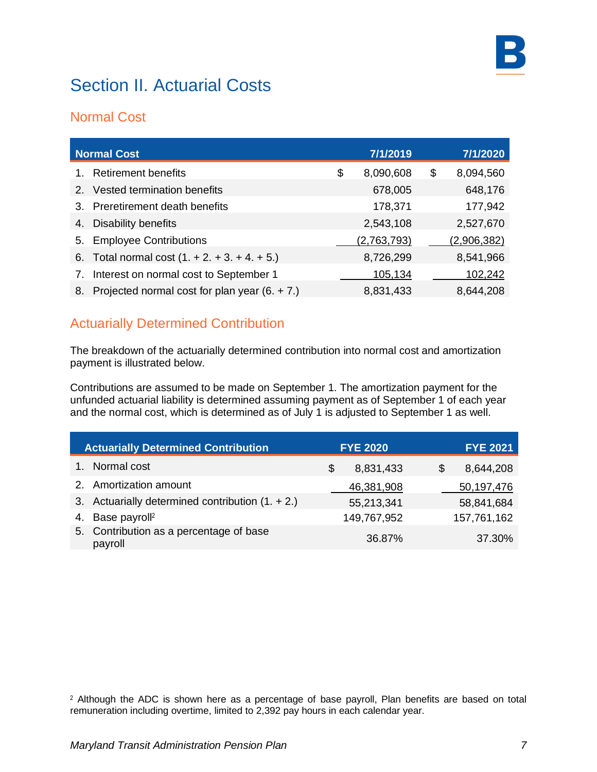# Section II. Actuarial Costs

## Normal Cost

| Normal Cost | 7/1/2019 | 7/1/2020 |
|---|---|---|
| 1. Retirement benefits | $ 8,090,608 | $ 8,094,560 |
| 2. Vested termination benefits | 678,005 | 648,176 |
| 3. Preretirement death benefits | 178,371 | 177,942 |
| 4. Disability benefits | 2,543,108 | 2,527,670 |
| 5. Employee Contributions | (2,763,793) | (2,906,382) |
| 6. Total normal cost (1. + 2. + 3. + 4. + 5.) | 8,726,299 | 8,541,966 |
| 7. Interest on normal cost to September 1 | 105,134 | 102,242 |
| 8. Projected normal cost for plan year (6. + 7.) | 8,831,433 | 8,644,208 |

## Actuarially Determined Contribution

The breakdown of the actuarially determined contribution into normal cost and amortization payment is illustrated below.

Contributions are assumed to be made on September 1. The amortization payment for the unfunded actuarial liability is determined assuming payment as of September 1 of each year and the normal cost, which is determined as of July 1 is adjusted to September 1 as well.

| Actuarially Determined Contribution | FYE 2020 | FYE 2021 |
|---|---|---|
| 1. Normal cost | $ 8,831,433 | $ 8,644,208 |
| 2. Amortization amount | 46,381,908 | 50,197,476 |
| 3. Actuarially determined contribution (1. + 2.) | 55,213,341 | 58,841,684 |
| 4. Base payroll[2] | 149,767,952 | 157,761,162 |
| 5. Contribution as a percentage of base payroll | 36.87% | 37.30% |

[2] Although the ADC is shown here as a percentage of base payroll, Plan benefits are based on total remuneration including overtime, limited to 2,392 pay hours in each calendar year.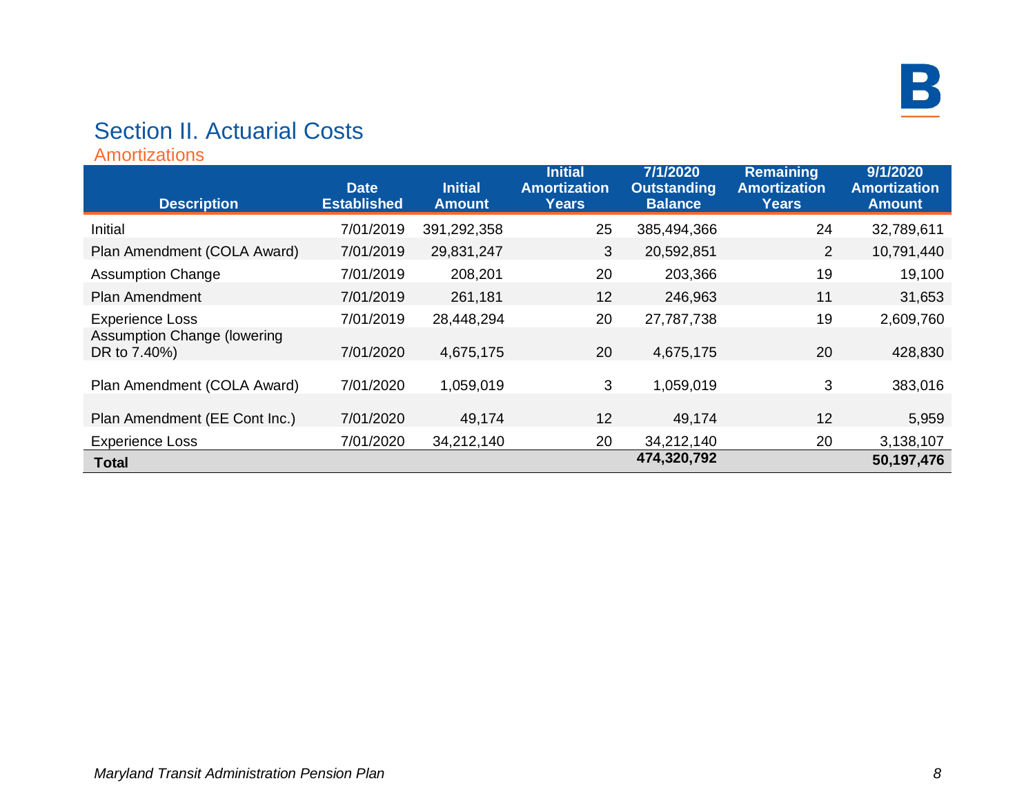# Section II. Actuarial Costs

## Amortizations

| Description | Date Established | Initial Amount | Initial Amortization Years | 7/1/2020 Outstanding Balance | Remaining Amortization Years | 9/1/2020 Amortization Amount |
|---|---|---|---|---|---|---|
| Initial | 7/01/2019 | 391,292,358 | 25 | 385,494,366 | 24 | 32,789,611 |
| Plan Amendment (COLA Award) | 7/01/2019 | 29,831,247 | 3 | 20,592,851 | 2 | 10,791,440 |
| Assumption Change | 7/01/2019 | 208,201 | 20 | 203,366 | 19 | 19,100 |
| Plan Amendment | 7/01/2019 | 261,181 | 12 | 246,963 | 11 | 31,653 |
| Experience Loss | 7/01/2019 | 28,448,294 | 20 | 27,787,738 | 19 | 2,609,760 |
| Assumption Change (lowering DR to 7.40%) | 7/01/2020 | 4,675,175 | 20 | 4,675,175 | 20 | 428,830 |
| Plan Amendment (COLA Award) | 7/01/2020 | 1,059,019 | 3 | 1,059,019 | 3 | 383,016 |
| Plan Amendment (EE Cont Inc.) | 7/01/2020 | 49,174 | 12 | 49,174 | 12 | 5,959 |
| Experience Loss | 7/01/2020 | 34,212,140 | 20 | 34,212,140 | 20 | 3,138,107 |
| **Total** | | | | **474,320,792** | | **50,197,476** |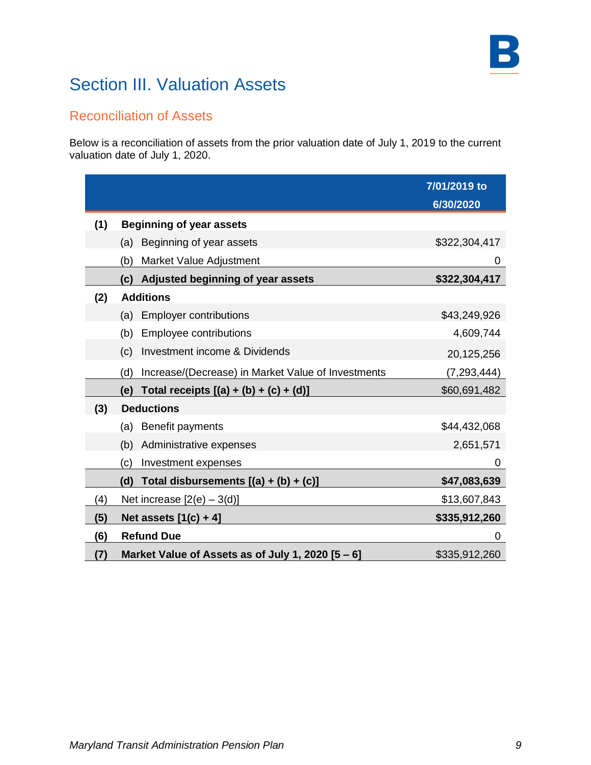# Section III. Valuation Assets

## Reconciliation of Assets

Below is a reconciliation of assets from the prior valuation date of July 1, 2019 to the current valuation date of July 1, 2020.

| | | 7/01/2019 to 6/30/2020 |
|---|---|---|
| **(1)** | **Beginning of year assets** | |
| | (a) Beginning of year assets | $322,304,417 |
| | (b) Market Value Adjustment | 0 |
| | **(c) Adjusted beginning of year assets** | **$322,304,417** |
| **(2)** | **Additions** | |
| | (a) Employer contributions | $43,249,926 |
| | (b) Employee contributions | 4,609,744 |
| | (c) Investment income & Dividends | 20,125,256 |
| | (d) Increase/(Decrease) in Market Value of Investments | (7,293,444) |
| | **(e) Total receipts [(a) + (b) + (c) + (d)]** | $60,691,482 |
| **(3)** | **Deductions** | |
| | (a) Benefit payments | $44,432,068 |
| | (b) Administrative expenses | 2,651,571 |
| | (c) Investment expenses | 0 |
| | **(d) Total disbursements [(a) + (b) + (c)]** | **$47,083,639** |
| (4) | Net increase [2(e) – 3(d)] | $13,607,843 |
| **(5)** | **Net assets [1(c) + 4]** | **$335,912,260** |
| **(6)** | **Refund Due** | 0 |
| **(7)** | **Market Value of Assets as of July 1, 2020 [5 – 6]** | $335,912,260 |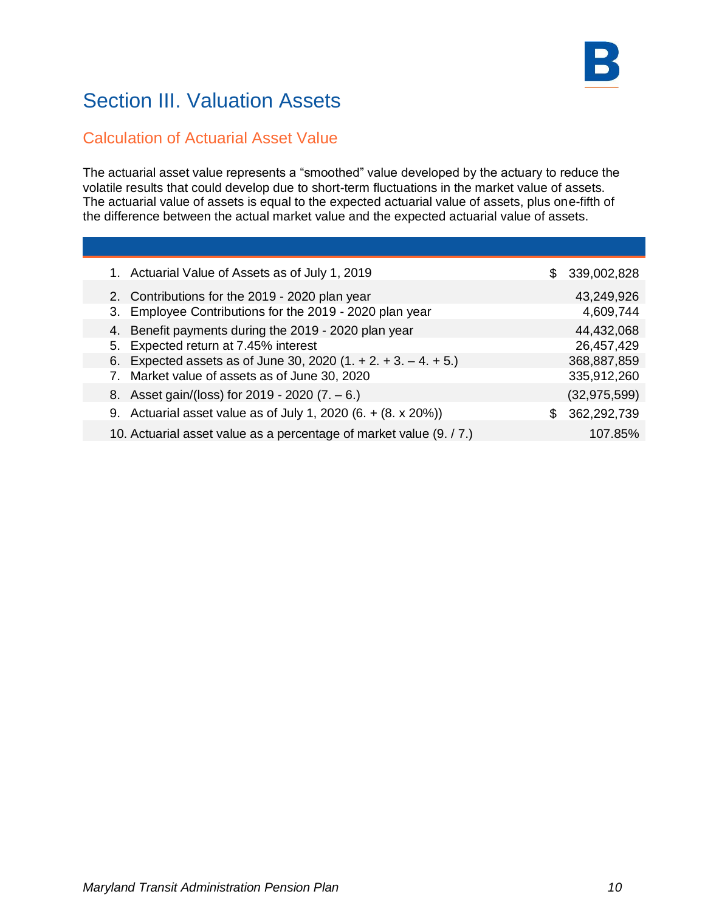# Section III. Valuation Assets

## Calculation of Actuarial Asset Value

The actuarial asset value represents a "smoothed" value developed by the actuary to reduce the volatile results that could develop due to short-term fluctuations in the market value of assets. The actuarial value of assets is equal to the expected actuarial value of assets, plus one-fifth of the difference between the actual market value and the expected actuarial value of assets.

| | |
|---|---|
| 1. Actuarial Value of Assets as of July 1, 2019 | $ 339,002,828 |
| 2. Contributions for the 2019 - 2020 plan year | 43,249,926 |
| 3. Employee Contributions for the 2019 - 2020 plan year | 4,609,744 |
| 4. Benefit payments during the 2019 - 2020 plan year | 44,432,068 |
| 5. Expected return at 7.45% interest | 26,457,429 |
| 6. Expected assets as of June 30, 2020 (1. + 2. + 3. – 4. + 5.) | 368,887,859 |
| 7. Market value of assets as of June 30, 2020 | 335,912,260 |
| 8. Asset gain/(loss) for 2019 - 2020 (7. – 6.) | (32,975,599) |
| 9. Actuarial asset value as of July 1, 2020 (6. + (8. x 20%)) | $ 362,292,739 |
| 10. Actuarial asset value as a percentage of market value (9. / 7.) | 107.85% |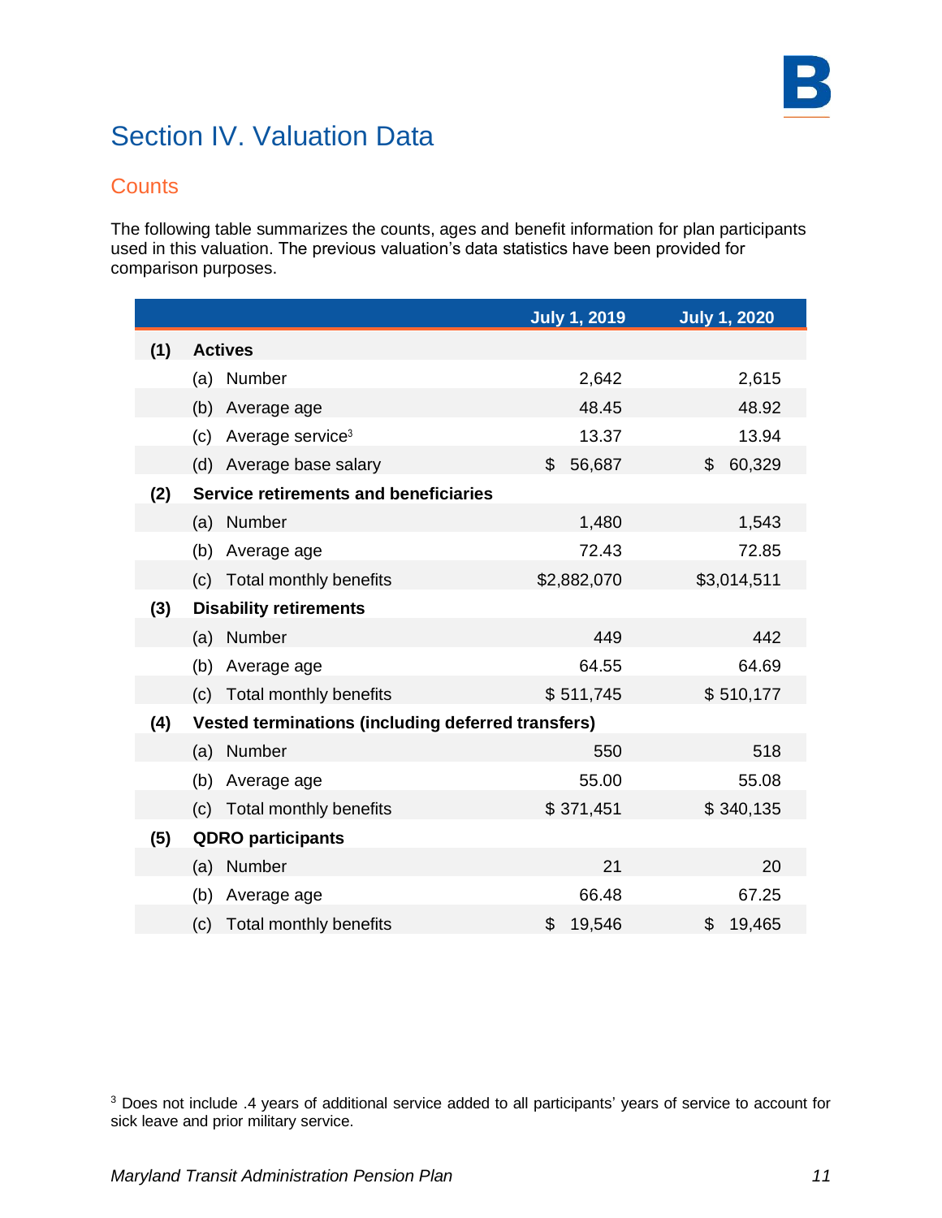# Section IV. Valuation Data

## Counts

The following table summarizes the counts, ages and benefit information for plan participants used in this valuation. The previous valuation's data statistics have been provided for comparison purposes.

| | | July 1, 2019 | July 1, 2020 |
|---|---|---|---|
| **(1)** | **Actives** | | |
| | (a) Number | 2,642 | 2,615 |
| | (b) Average age | 48.45 | 48.92 |
| | (c) Average service[3] | 13.37 | 13.94 |
| | (d) Average base salary | $ 56,687 | $ 60,329 |
| **(2)** | **Service retirements and beneficiaries** | | |
| | (a) Number | 1,480 | 1,543 |
| | (b) Average age | 72.43 | 72.85 |
| | (c) Total monthly benefits | $2,882,070 | $3,014,511 |
| **(3)** | **Disability retirements** | | |
| | (a) Number | 449 | 442 |
| | (b) Average age | 64.55 | 64.69 |
| | (c) Total monthly benefits | $ 511,745 | $ 510,177 |
| **(4)** | **Vested terminations (including deferred transfers)** | | |
| | (a) Number | 550 | 518 |
| | (b) Average age | 55.00 | 55.08 |
| | (c) Total monthly benefits | $ 371,451 | $ 340,135 |
| **(5)** | **QDRO participants** | | |
| | (a) Number | 21 | 20 |
| | (b) Average age | 66.48 | 67.25 |
| | (c) Total monthly benefits | $ 19,546 | $ 19,465 |

[3] Does not include .4 years of additional service added to all participants' years of service to account for sick leave and prior military service.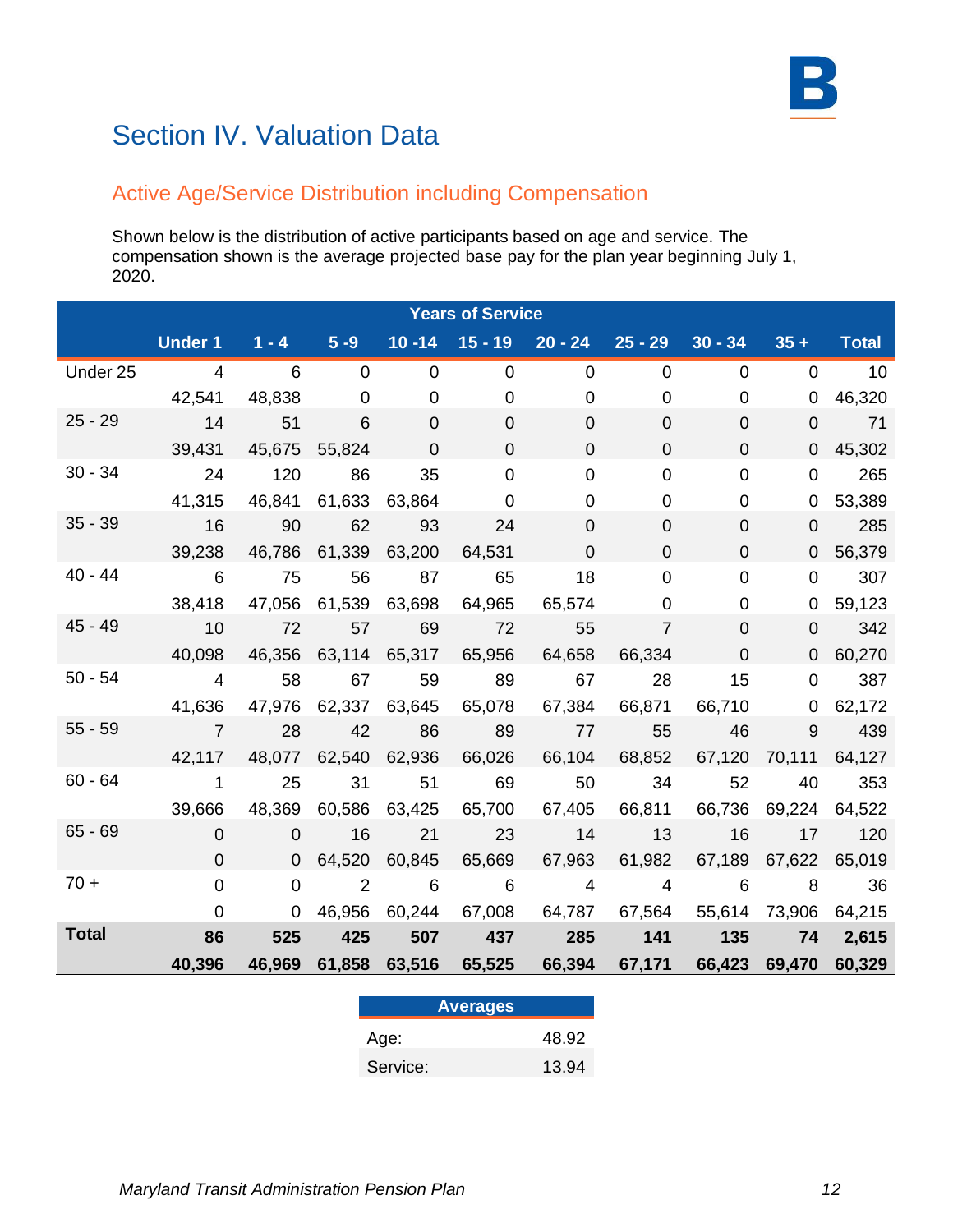# Section IV. Valuation Data

## Active Age/Service Distribution including Compensation

Shown below is the distribution of active participants based on age and service. The compensation shown is the average projected base pay for the plan year beginning July 1, 2020.

| | Years of Service | | | | | | | | | |
|---|---|---|---|---|---|---|---|---|---|---|
| | **Under 1** | **1 - 4** | **5 -9** | **10 -14** | **15 - 19** | **20 - 24** | **25 - 29** | **30 - 34** | **35 +** | **Total** |
| Under 25 | 4 | 6 | 0 | 0 | 0 | 0 | 0 | 0 | 0 | 10 |
| | 42,541 | 48,838 | 0 | 0 | 0 | 0 | 0 | 0 | 0 | 46,320 |
| 25 - 29 | 14 | 51 | 6 | 0 | 0 | 0 | 0 | 0 | 0 | 71 |
| | 39,431 | 45,675 | 55,824 | 0 | 0 | 0 | 0 | 0 | 0 | 45,302 |
| 30 - 34 | 24 | 120 | 86 | 35 | 0 | 0 | 0 | 0 | 0 | 265 |
| | 41,315 | 46,841 | 61,633 | 63,864 | 0 | 0 | 0 | 0 | 0 | 53,389 |
| 35 - 39 | 16 | 90 | 62 | 93 | 24 | 0 | 0 | 0 | 0 | 285 |
| | 39,238 | 46,786 | 61,339 | 63,200 | 64,531 | 0 | 0 | 0 | 0 | 56,379 |
| 40 - 44 | 6 | 75 | 56 | 87 | 65 | 18 | 0 | 0 | 0 | 307 |
| | 38,418 | 47,056 | 61,539 | 63,698 | 64,965 | 65,574 | 0 | 0 | 0 | 59,123 |
| 45 - 49 | 10 | 72 | 57 | 69 | 72 | 55 | 7 | 0 | 0 | 342 |
| | 40,098 | 46,356 | 63,114 | 65,317 | 65,956 | 64,658 | 66,334 | 0 | 0 | 60,270 |
| 50 - 54 | 4 | 58 | 67 | 59 | 89 | 67 | 28 | 15 | 0 | 387 |
| | 41,636 | 47,976 | 62,337 | 63,645 | 65,078 | 67,384 | 66,871 | 66,710 | 0 | 62,172 |
| 55 - 59 | 7 | 28 | 42 | 86 | 89 | 77 | 55 | 46 | 9 | 439 |
| | 42,117 | 48,077 | 62,540 | 62,936 | 66,026 | 66,104 | 68,852 | 67,120 | 70,111 | 64,127 |
| 60 - 64 | 1 | 25 | 31 | 51 | 69 | 50 | 34 | 52 | 40 | 353 |
| | 39,666 | 48,369 | 60,586 | 63,425 | 65,700 | 67,405 | 66,811 | 66,736 | 69,224 | 64,522 |
| 65 - 69 | 0 | 0 | 16 | 21 | 23 | 14 | 13 | 16 | 17 | 120 |
| | 0 | 0 | 64,520 | 60,845 | 65,669 | 67,963 | 61,982 | 67,189 | 67,622 | 65,019 |
| 70 + | 0 | 0 | 2 | 6 | 6 | 4 | 4 | 6 | 8 | 36 |
| | 0 | 0 | 46,956 | 60,244 | 67,008 | 64,787 | 67,564 | 55,614 | 73,906 | 64,215 |
| **Total** | **86** | **525** | **425** | **507** | **437** | **285** | **141** | **135** | **74** | **2,615** |
| | **40,396** | **46,969** | **61,858** | **63,516** | **65,525** | **66,394** | **67,171** | **66,423** | **69,470** | **60,329** |

| Averages | |
|---|---|
| Age: | 48.92 |
| Service: | 13.94 |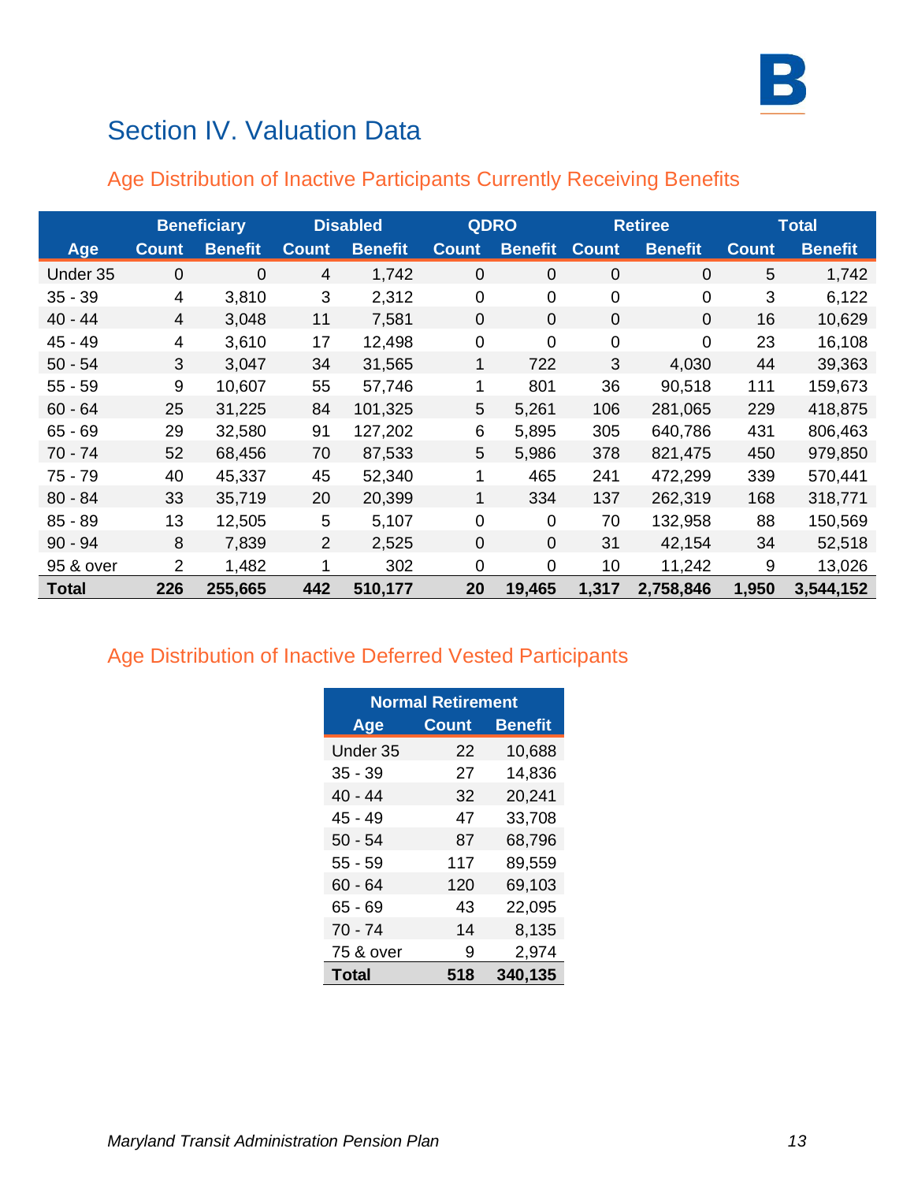# Section IV. Valuation Data

## Age Distribution of Inactive Participants Currently Receiving Benefits

| | Beneficiary | | Disabled | | QDRO | | Retiree | | Total | |
|---|---|---|---|---|---|---|---|---|---|---|
| Age | Count | Benefit | Count | Benefit | Count | Benefit | Count | Benefit | Count | Benefit |
| Under 35 | 0 | 0 | 4 | 1,742 | 0 | 0 | 0 | 0 | 5 | 1,742 |
| 35 - 39 | 4 | 3,810 | 3 | 2,312 | 0 | 0 | 0 | 0 | 3 | 6,122 |
| 40 - 44 | 4 | 3,048 | 11 | 7,581 | 0 | 0 | 0 | 0 | 16 | 10,629 |
| 45 - 49 | 4 | 3,610 | 17 | 12,498 | 0 | 0 | 0 | 0 | 23 | 16,108 |
| 50 - 54 | 3 | 3,047 | 34 | 31,565 | 1 | 722 | 3 | 4,030 | 44 | 39,363 |
| 55 - 59 | 9 | 10,607 | 55 | 57,746 | 1 | 801 | 36 | 90,518 | 111 | 159,673 |
| 60 - 64 | 25 | 31,225 | 84 | 101,325 | 5 | 5,261 | 106 | 281,065 | 229 | 418,875 |
| 65 - 69 | 29 | 32,580 | 91 | 127,202 | 6 | 5,895 | 305 | 640,786 | 431 | 806,463 |
| 70 - 74 | 52 | 68,456 | 70 | 87,533 | 5 | 5,986 | 378 | 821,475 | 450 | 979,850 |
| 75 - 79 | 40 | 45,337 | 45 | 52,340 | 1 | 465 | 241 | 472,299 | 339 | 570,441 |
| 80 - 84 | 33 | 35,719 | 20 | 20,399 | 1 | 334 | 137 | 262,319 | 168 | 318,771 |
| 85 - 89 | 13 | 12,505 | 5 | 5,107 | 0 | 0 | 70 | 132,958 | 88 | 150,569 |
| 90 - 94 | 8 | 7,839 | 2 | 2,525 | 0 | 0 | 31 | 42,154 | 34 | 52,518 |
| 95 & over | 2 | 1,482 | 1 | 302 | 0 | 0 | 10 | 11,242 | 9 | 13,026 |
| **Total** | **226** | **255,665** | **442** | **510,177** | **20** | **19,465** | **1,317** | **2,758,846** | **1,950** | **3,544,152** |

## Age Distribution of Inactive Deferred Vested Participants

| | Normal Retirement | |
|---|---|---|
| Age | Count | Benefit |
| Under 35 | 22 | 10,688 |
| 35 - 39 | 27 | 14,836 |
| 40 - 44 | 32 | 20,241 |
| 45 - 49 | 47 | 33,708 |
| 50 - 54 | 87 | 68,796 |
| 55 - 59 | 117 | 89,559 |
| 60 - 64 | 120 | 69,103 |
| 65 - 69 | 43 | 22,095 |
| 70 - 74 | 14 | 8,135 |
| 75 & over | 9 | 2,974 |
| **Total** | **518** | **340,135** |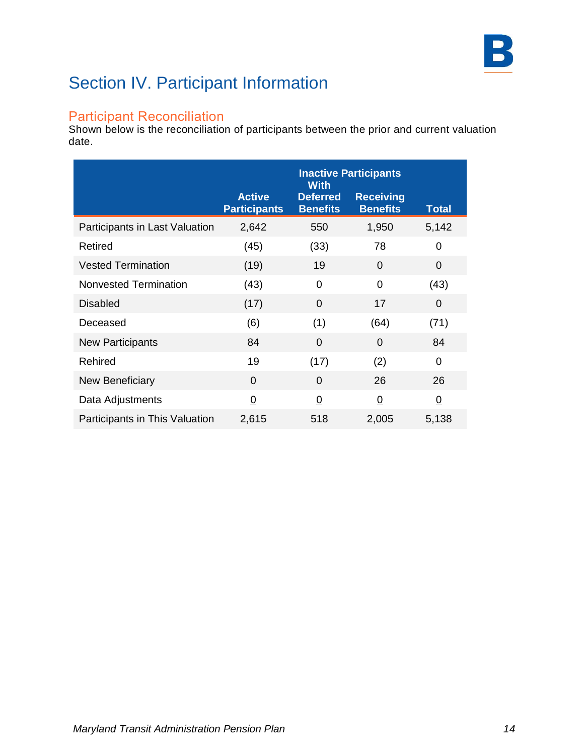# Section IV. Participant Information

## Participant Reconciliation

Shown below is the reconciliation of participants between the prior and current valuation date.

| | Active Participants | Inactive Participants With Deferred Benefits | Inactive Participants Receiving Benefits | Total |
|---|---|---|---|---|
| Participants in Last Valuation | 2,642 | 550 | 1,950 | 5,142 |
| Retired | (45) | (33) | 78 | 0 |
| Vested Termination | (19) | 19 | 0 | 0 |
| Nonvested Termination | (43) | 0 | 0 | (43) |
| Disabled | (17) | 0 | 17 | 0 |
| Deceased | (6) | (1) | (64) | (71) |
| New Participants | 84 | 0 | 0 | 84 |
| Rehired | 19 | (17) | (2) | 0 |
| New Beneficiary | 0 | 0 | 26 | 26 |
| Data Adjustments | 0 | 0 | 0 | 0 |
| Participants in This Valuation | 2,615 | 518 | 2,005 | 5,138 |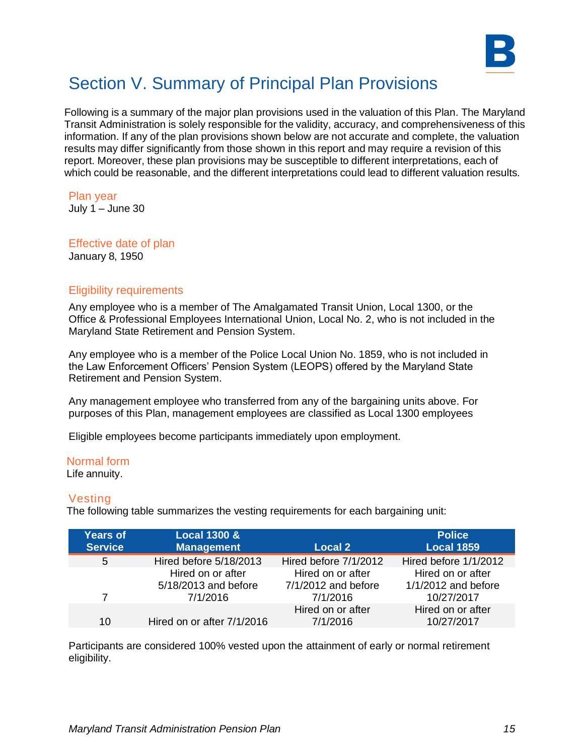# Section V. Summary of Principal Plan Provisions

Following is a summary of the major plan provisions used in the valuation of this Plan. The Maryland Transit Administration is solely responsible for the validity, accuracy, and comprehensiveness of this information. If any of the plan provisions shown below are not accurate and complete, the valuation results may differ significantly from those shown in this report and may require a revision of this report. Moreover, these plan provisions may be susceptible to different interpretations, each of which could be reasonable, and the different interpretations could lead to different valuation results.

## Plan year

July 1 – June 30

## Effective date of plan

January 8, 1950

## Eligibility requirements

Any employee who is a member of The Amalgamated Transit Union, Local 1300, or the Office & Professional Employees International Union, Local No. 2, who is not included in the Maryland State Retirement and Pension System.

Any employee who is a member of the Police Local Union No. 1859, who is not included in the Law Enforcement Officers' Pension System (LEOPS) offered by the Maryland State Retirement and Pension System.

Any management employee who transferred from any of the bargaining units above. For purposes of this Plan, management employees are classified as Local 1300 employees

Eligible employees become participants immediately upon employment.

## Normal form

Life annuity.

## Vesting

The following table summarizes the vesting requirements for each bargaining unit:

| Years of Service | Local 1300 & Management | Local 2 | Police Local 1859 |
|---|---|---|---|
| 5 | Hired before 5/18/2013 | Hired before 7/1/2012 | Hired before 1/1/2012 |
| 7 | Hired on or after 5/18/2013 and before 7/1/2016 | Hired on or after 7/1/2012 and before 7/1/2016 | Hired on or after 1/1/2012 and before 10/27/2017 |
| 10 | Hired on or after 7/1/2016 | Hired on or after 7/1/2016 | Hired on or after 10/27/2017 |

Participants are considered 100% vested upon the attainment of early or normal retirement eligibility.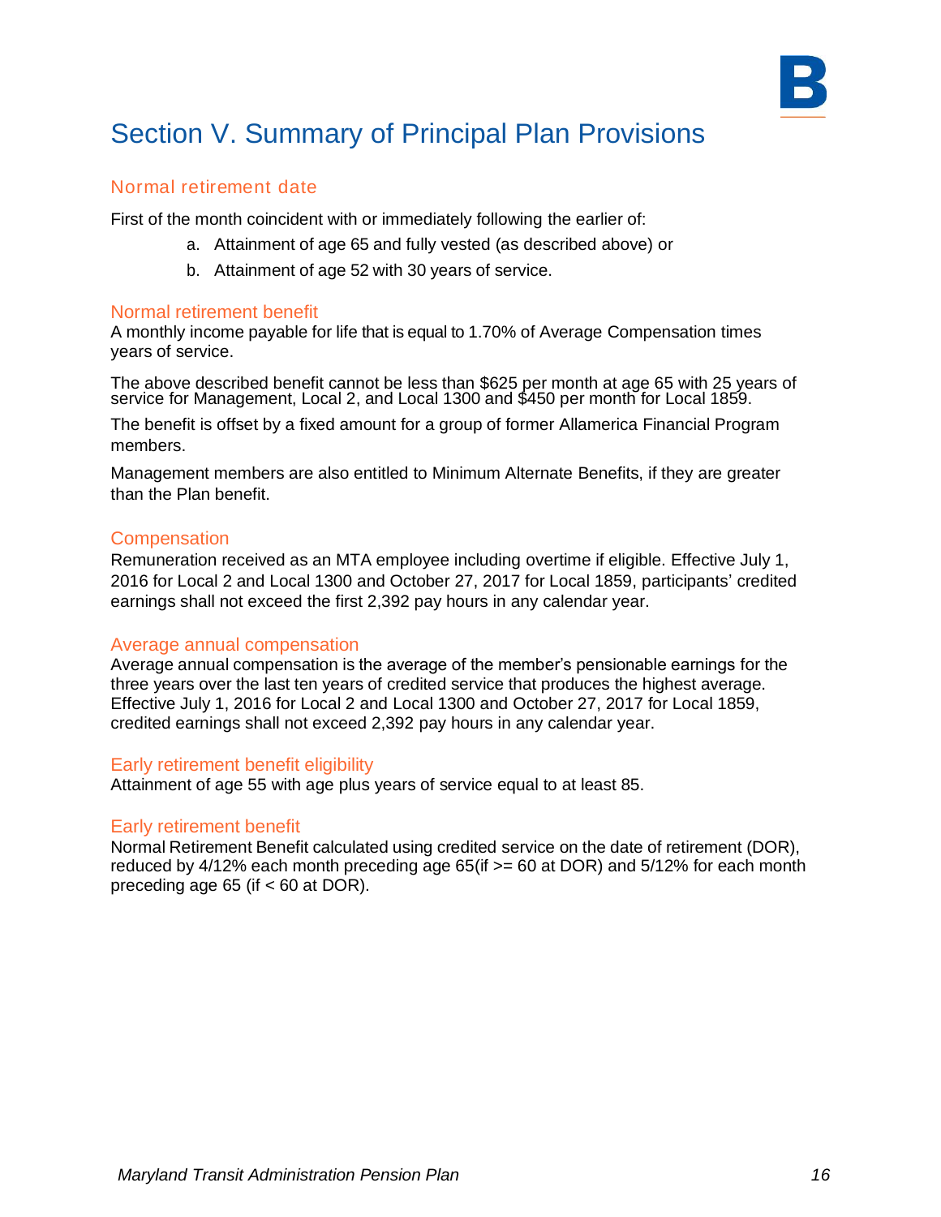# Section V. Summary of Principal Plan Provisions

## Normal retirement date

First of the month coincident with or immediately following the earlier of:

a. Attainment of age 65 and fully vested (as described above) or

b. Attainment of age 52 with 30 years of service.

## Normal retirement benefit

A monthly income payable for life that is equal to 1.70% of Average Compensation times years of service.

The above described benefit cannot be less than $625 per month at age 65 with 25 years of service for Management, Local 2, and Local 1300 and $450 per month for Local 1859.

The benefit is offset by a fixed amount for a group of former Allamerica Financial Program members.

Management members are also entitled to Minimum Alternate Benefits, if they are greater than the Plan benefit.

## Compensation

Remuneration received as an MTA employee including overtime if eligible. Effective July 1, 2016 for Local 2 and Local 1300 and October 27, 2017 for Local 1859, participants' credited earnings shall not exceed the first 2,392 pay hours in any calendar year.

## Average annual compensation

Average annual compensation is the average of the member's pensionable earnings for the three years over the last ten years of credited service that produces the highest average. Effective July 1, 2016 for Local 2 and Local 1300 and October 27, 2017 for Local 1859, credited earnings shall not exceed 2,392 pay hours in any calendar year.

## Early retirement benefit eligibility

Attainment of age 55 with age plus years of service equal to at least 85.

## Early retirement benefit

Normal Retirement Benefit calculated using credited service on the date of retirement (DOR), reduced by 4/12% each month preceding age 65(if >= 60 at DOR) and 5/12% for each month preceding age 65 (if < 60 at DOR).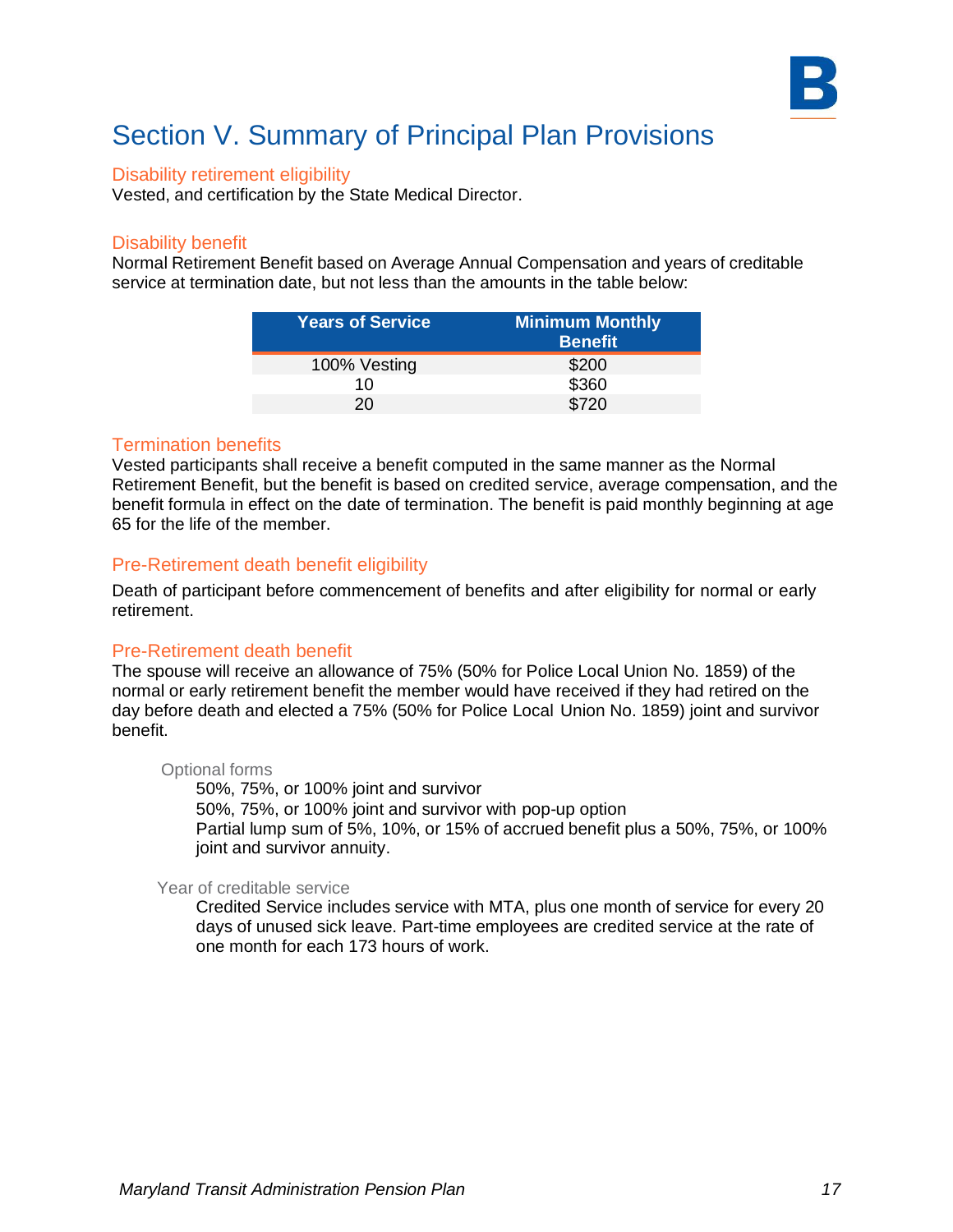# Section V. Summary of Principal Plan Provisions

### Disability retirement eligibility

Vested, and certification by the State Medical Director.

### Disability benefit

Normal Retirement Benefit based on Average Annual Compensation and years of creditable service at termination date, but not less than the amounts in the table below:

| Years of Service | Minimum Monthly Benefit |
| --- | --- |
| 100% Vesting | $200 |
| 10 | $360 |
| 20 | $720 |

### Termination benefits

Vested participants shall receive a benefit computed in the same manner as the Normal Retirement Benefit, but the benefit is based on credited service, average compensation, and the benefit formula in effect on the date of termination. The benefit is paid monthly beginning at age 65 for the life of the member.

### Pre-Retirement death benefit eligibility

Death of participant before commencement of benefits and after eligibility for normal or early retirement.

### Pre-Retirement death benefit

The spouse will receive an allowance of 75% (50% for Police Local Union No. 1859) of the normal or early retirement benefit the member would have received if they had retired on the day before death and elected a 75% (50% for Police Local Union No. 1859) joint and survivor benefit.

#### Optional forms

50%, 75%, or 100% joint and survivor
50%, 75%, or 100% joint and survivor with pop-up option
Partial lump sum of 5%, 10%, or 15% of accrued benefit plus a 50%, 75%, or 100% joint and survivor annuity.

#### Year of creditable service

Credited Service includes service with MTA, plus one month of service for every 20 days of unused sick leave. Part-time employees are credited service at the rate of one month for each 173 hours of work.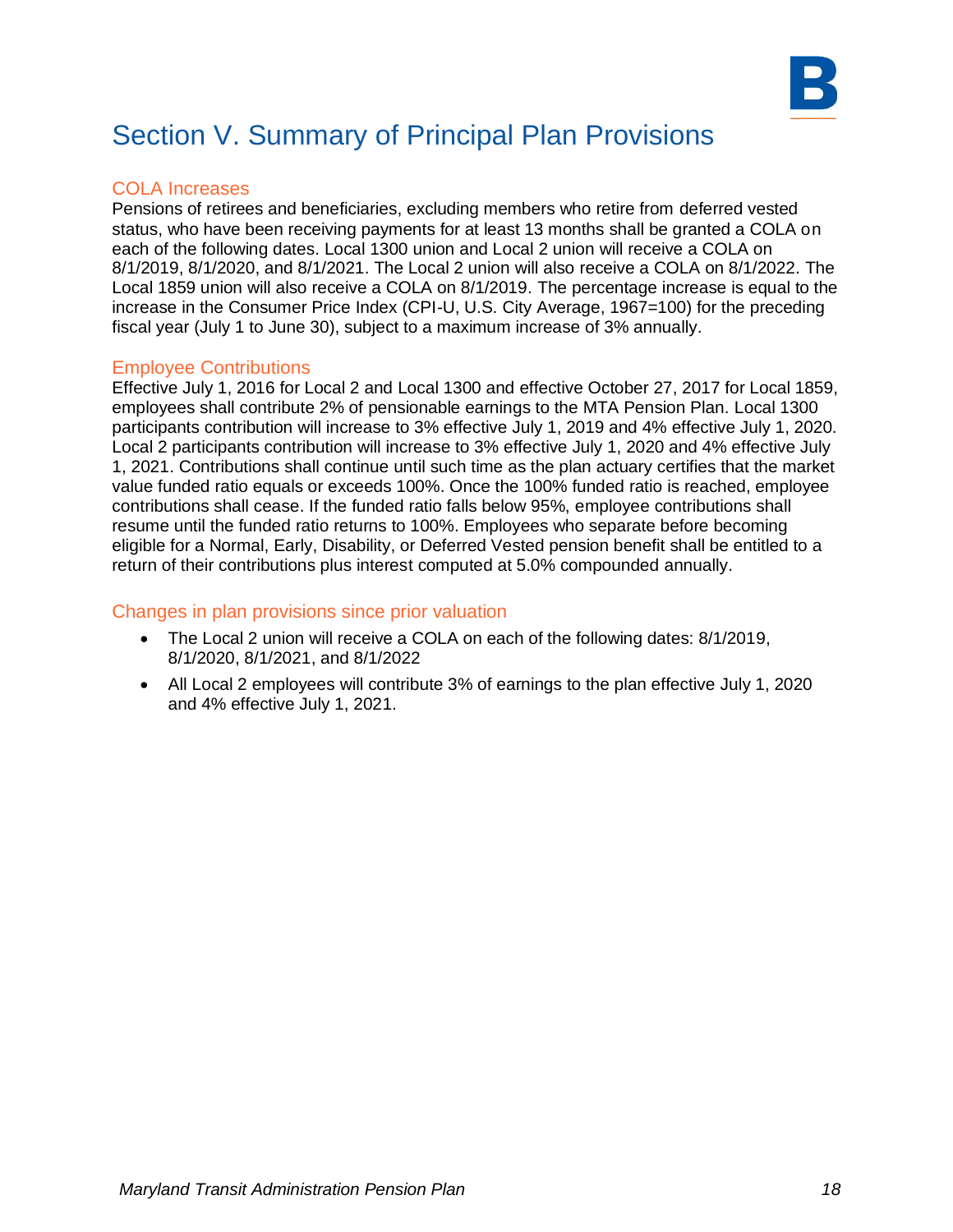# Section V. Summary of Principal Plan Provisions

## COLA Increases

Pensions of retirees and beneficiaries, excluding members who retire from deferred vested status, who have been receiving payments for at least 13 months shall be granted a COLA on each of the following dates. Local 1300 union and Local 2 union will receive a COLA on 8/1/2019, 8/1/2020, and 8/1/2021. The Local 2 union will also receive a COLA on 8/1/2022. The Local 1859 union will also receive a COLA on 8/1/2019. The percentage increase is equal to the increase in the Consumer Price Index (CPI-U, U.S. City Average, 1967=100) for the preceding fiscal year (July 1 to June 30), subject to a maximum increase of 3% annually.

## Employee Contributions

Effective July 1, 2016 for Local 2 and Local 1300 and effective October 27, 2017 for Local 1859, employees shall contribute 2% of pensionable earnings to the MTA Pension Plan. Local 1300 participants contribution will increase to 3% effective July 1, 2019 and 4% effective July 1, 2020. Local 2 participants contribution will increase to 3% effective July 1, 2020 and 4% effective July 1, 2021. Contributions shall continue until such time as the plan actuary certifies that the market value funded ratio equals or exceeds 100%. Once the 100% funded ratio is reached, employee contributions shall cease. If the funded ratio falls below 95%, employee contributions shall resume until the funded ratio returns to 100%. Employees who separate before becoming eligible for a Normal, Early, Disability, or Deferred Vested pension benefit shall be entitled to a return of their contributions plus interest computed at 5.0% compounded annually.

## Changes in plan provisions since prior valuation

- The Local 2 union will receive a COLA on each of the following dates: 8/1/2019, 8/1/2020, 8/1/2021, and 8/1/2022
- All Local 2 employees will contribute 3% of earnings to the plan effective July 1, 2020 and 4% effective July 1, 2021.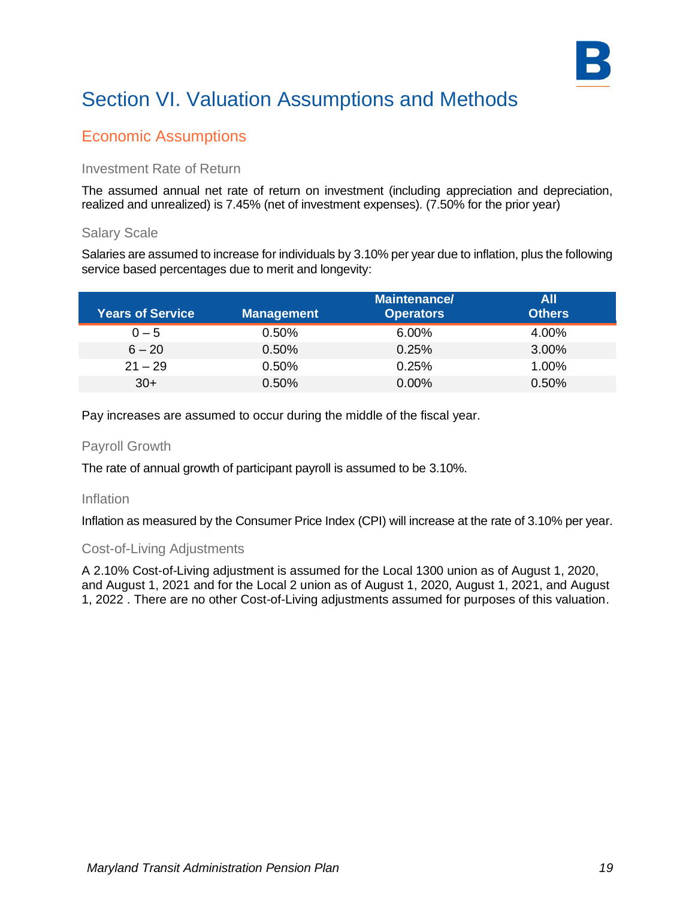# Section VI. Valuation Assumptions and Methods

## Economic Assumptions

### Investment Rate of Return

The assumed annual net rate of return on investment (including appreciation and depreciation, realized and unrealized) is 7.45% (net of investment expenses). (7.50% for the prior year)

### Salary Scale

Salaries are assumed to increase for individuals by 3.10% per year due to inflation, plus the following service based percentages due to merit and longevity:

| Years of Service | Management | Maintenance/ Operators | All Others |
|---|---|---|---|
| 0 – 5 | 0.50% | 6.00% | 4.00% |
| 6 – 20 | 0.50% | 0.25% | 3.00% |
| 21 – 29 | 0.50% | 0.25% | 1.00% |
| 30+ | 0.50% | 0.00% | 0.50% |

Pay increases are assumed to occur during the middle of the fiscal year.

### Payroll Growth

The rate of annual growth of participant payroll is assumed to be 3.10%.

### Inflation

Inflation as measured by the Consumer Price Index (CPI) will increase at the rate of 3.10% per year.

### Cost-of-Living Adjustments

A 2.10% Cost-of-Living adjustment is assumed for the Local 1300 union as of August 1, 2020, and August 1, 2021 and for the Local 2 union as of August 1, 2020, August 1, 2021, and August 1, 2022 . There are no other Cost-of-Living adjustments assumed for purposes of this valuation.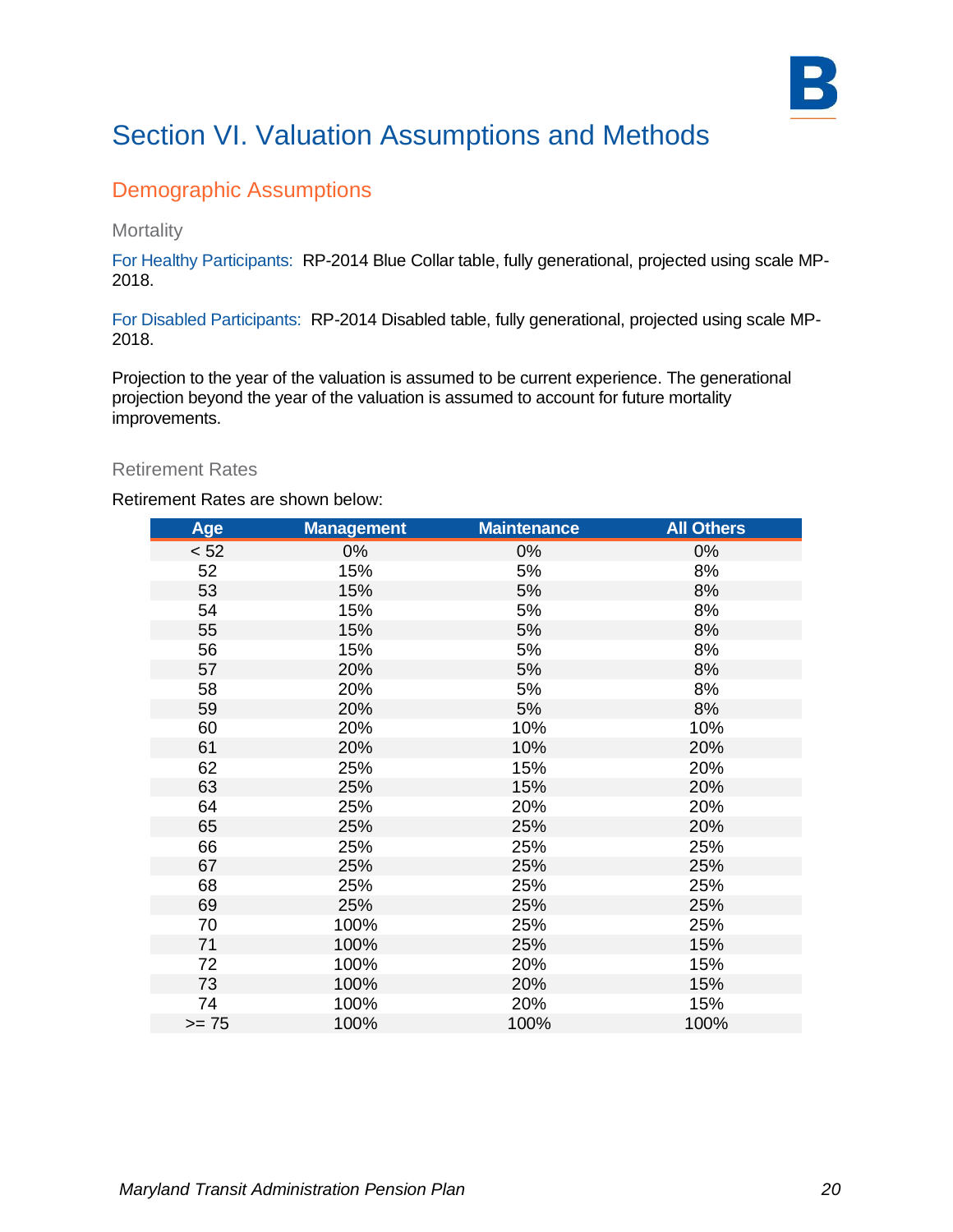# Section VI. Valuation Assumptions and Methods

## Demographic Assumptions

### Mortality

For Healthy Participants: RP-2014 Blue Collar table, fully generational, projected using scale MP-2018.

For Disabled Participants: RP-2014 Disabled table, fully generational, projected using scale MP-2018.

Projection to the year of the valuation is assumed to be current experience. The generational projection beyond the year of the valuation is assumed to account for future mortality improvements.

### Retirement Rates

Retirement Rates are shown below:

| Age | Management | Maintenance | All Others |
|---|---|---|---|
| < 52 | 0% | 0% | 0% |
| 52 | 15% | 5% | 8% |
| 53 | 15% | 5% | 8% |
| 54 | 15% | 5% | 8% |
| 55 | 15% | 5% | 8% |
| 56 | 15% | 5% | 8% |
| 57 | 20% | 5% | 8% |
| 58 | 20% | 5% | 8% |
| 59 | 20% | 5% | 8% |
| 60 | 20% | 10% | 10% |
| 61 | 20% | 10% | 20% |
| 62 | 25% | 15% | 20% |
| 63 | 25% | 15% | 20% |
| 64 | 25% | 20% | 20% |
| 65 | 25% | 25% | 20% |
| 66 | 25% | 25% | 25% |
| 67 | 25% | 25% | 25% |
| 68 | 25% | 25% | 25% |
| 69 | 25% | 25% | 25% |
| 70 | 100% | 25% | 25% |
| 71 | 100% | 25% | 15% |
| 72 | 100% | 20% | 15% |
| 73 | 100% | 20% | 15% |
| 74 | 100% | 20% | 15% |
| >= 75 | 100% | 100% | 100% |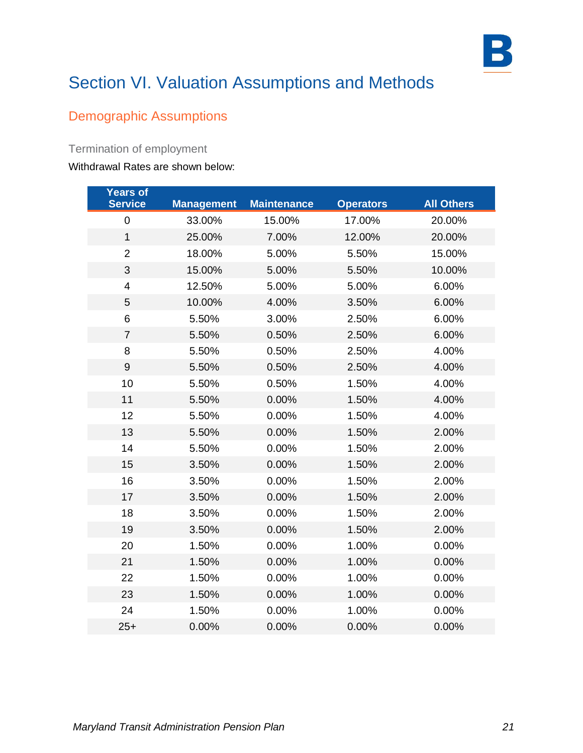# Section VI. Valuation Assumptions and Methods

## Demographic Assumptions

### Termination of employment

Withdrawal Rates are shown below:

| Years of Service | Management | Maintenance | Operators | All Others |
|---|---|---|---|---|
| 0 | 33.00% | 15.00% | 17.00% | 20.00% |
| 1 | 25.00% | 7.00% | 12.00% | 20.00% |
| 2 | 18.00% | 5.00% | 5.50% | 15.00% |
| 3 | 15.00% | 5.00% | 5.50% | 10.00% |
| 4 | 12.50% | 5.00% | 5.00% | 6.00% |
| 5 | 10.00% | 4.00% | 3.50% | 6.00% |
| 6 | 5.50% | 3.00% | 2.50% | 6.00% |
| 7 | 5.50% | 0.50% | 2.50% | 6.00% |
| 8 | 5.50% | 0.50% | 2.50% | 4.00% |
| 9 | 5.50% | 0.50% | 2.50% | 4.00% |
| 10 | 5.50% | 0.50% | 1.50% | 4.00% |
| 11 | 5.50% | 0.00% | 1.50% | 4.00% |
| 12 | 5.50% | 0.00% | 1.50% | 4.00% |
| 13 | 5.50% | 0.00% | 1.50% | 2.00% |
| 14 | 5.50% | 0.00% | 1.50% | 2.00% |
| 15 | 3.50% | 0.00% | 1.50% | 2.00% |
| 16 | 3.50% | 0.00% | 1.50% | 2.00% |
| 17 | 3.50% | 0.00% | 1.50% | 2.00% |
| 18 | 3.50% | 0.00% | 1.50% | 2.00% |
| 19 | 3.50% | 0.00% | 1.50% | 2.00% |
| 20 | 1.50% | 0.00% | 1.00% | 0.00% |
| 21 | 1.50% | 0.00% | 1.00% | 0.00% |
| 22 | 1.50% | 0.00% | 1.00% | 0.00% |
| 23 | 1.50% | 0.00% | 1.00% | 0.00% |
| 24 | 1.50% | 0.00% | 1.00% | 0.00% |
| 25+ | 0.00% | 0.00% | 0.00% | 0.00% |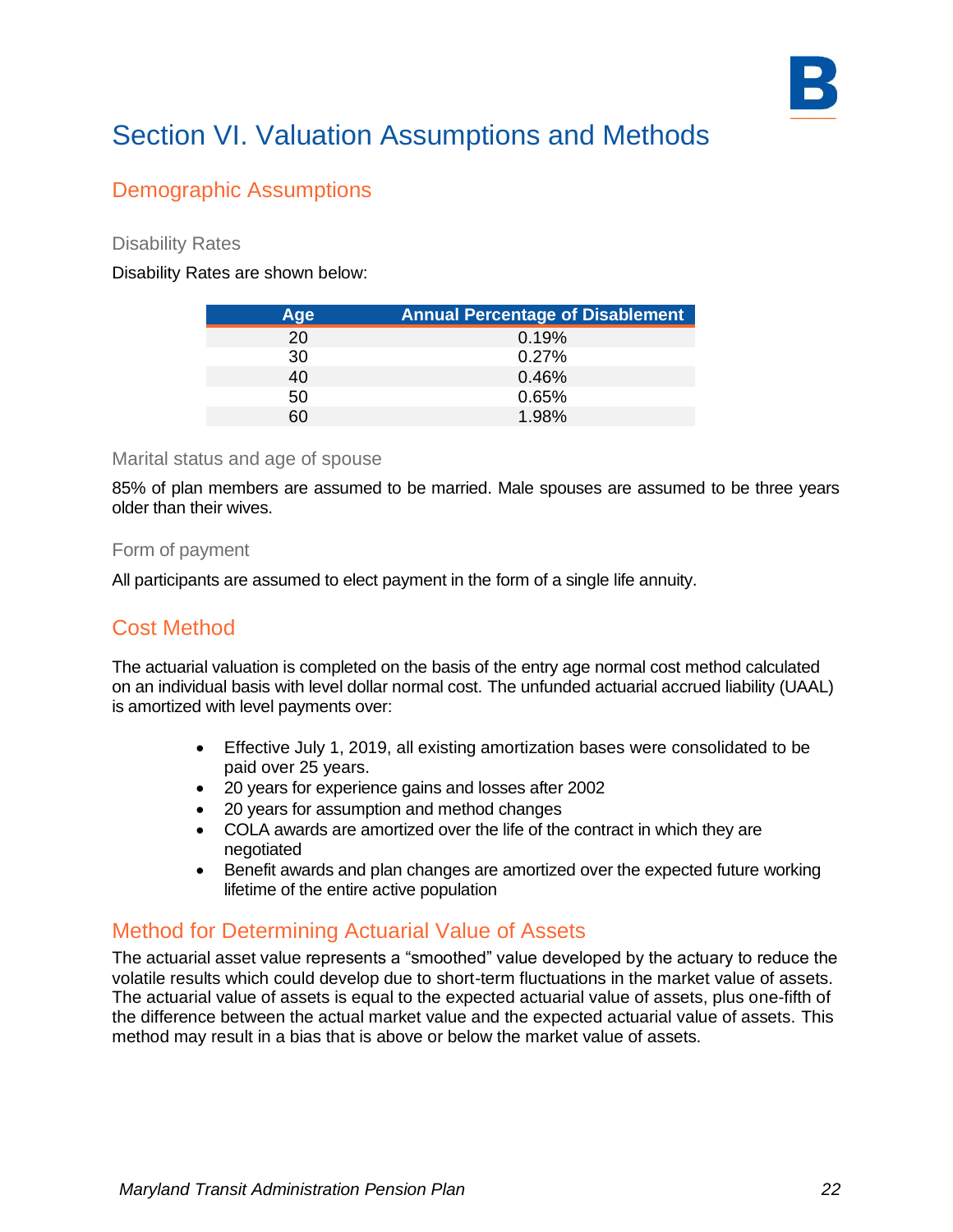# Section VI. Valuation Assumptions and Methods

## Demographic Assumptions

### Disability Rates

Disability Rates are shown below:

| Age | Annual Percentage of Disablement |
|---|---|
| 20 | 0.19% |
| 30 | 0.27% |
| 40 | 0.46% |
| 50 | 0.65% |
| 60 | 1.98% |

### Marital status and age of spouse

85% of plan members are assumed to be married. Male spouses are assumed to be three years older than their wives.

### Form of payment

All participants are assumed to elect payment in the form of a single life annuity.

## Cost Method

The actuarial valuation is completed on the basis of the entry age normal cost method calculated on an individual basis with level dollar normal cost. The unfunded actuarial accrued liability (UAAL) is amortized with level payments over:

- Effective July 1, 2019, all existing amortization bases were consolidated to be paid over 25 years.
- 20 years for experience gains and losses after 2002
- 20 years for assumption and method changes
- COLA awards are amortized over the life of the contract in which they are negotiated
- Benefit awards and plan changes are amortized over the expected future working lifetime of the entire active population

## Method for Determining Actuarial Value of Assets

The actuarial asset value represents a "smoothed" value developed by the actuary to reduce the volatile results which could develop due to short-term fluctuations in the market value of assets. The actuarial value of assets is equal to the expected actuarial value of assets, plus one-fifth of the difference between the actual market value and the expected actuarial value of assets. This method may result in a bias that is above or below the market value of assets.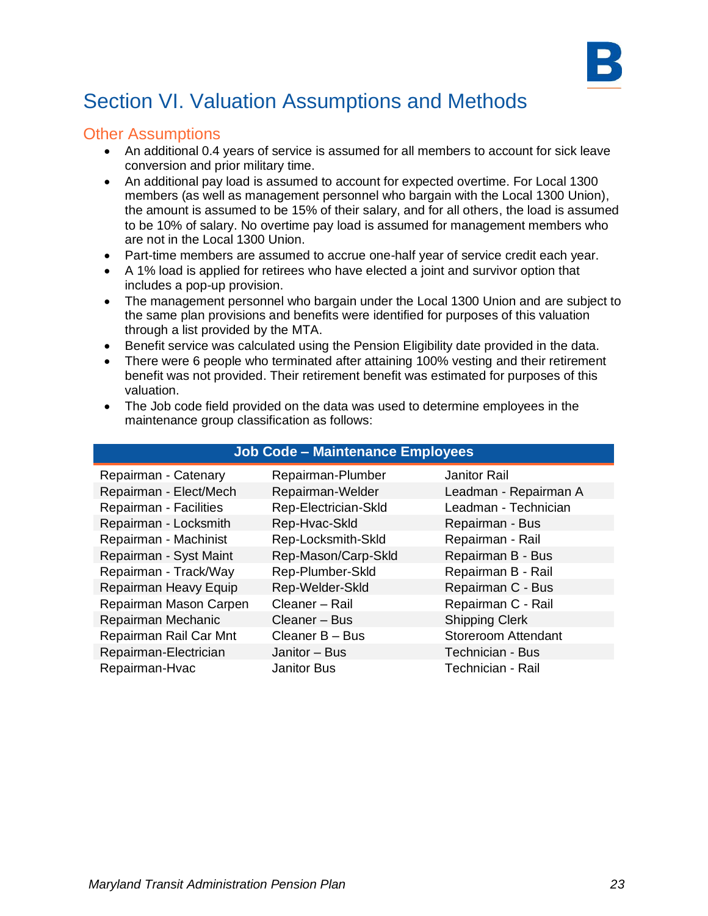# Section VI. Valuation Assumptions and Methods

## Other Assumptions

- An additional 0.4 years of service is assumed for all members to account for sick leave conversion and prior military time.
- An additional pay load is assumed to account for expected overtime. For Local 1300 members (as well as management personnel who bargain with the Local 1300 Union), the amount is assumed to be 15% of their salary, and for all others, the load is assumed to be 10% of salary. No overtime pay load is assumed for management members who are not in the Local 1300 Union.
- Part-time members are assumed to accrue one-half year of service credit each year.
- A 1% load is applied for retirees who have elected a joint and survivor option that includes a pop-up provision.
- The management personnel who bargain under the Local 1300 Union and are subject to the same plan provisions and benefits were identified for purposes of this valuation through a list provided by the MTA.
- Benefit service was calculated using the Pension Eligibility date provided in the data.
- There were 6 people who terminated after attaining 100% vesting and their retirement benefit was not provided. Their retirement benefit was estimated for purposes of this valuation.
- The Job code field provided on the data was used to determine employees in the maintenance group classification as follows:

| Job Code – Maintenance Employees | | |
|---|---|---|
| Repairman - Catenary | Repairman-Plumber | Janitor Rail |
| Repairman - Elect/Mech | Repairman-Welder | Leadman - Repairman A |
| Repairman - Facilities | Rep-Electrician-Skld | Leadman - Technician |
| Repairman - Locksmith | Rep-Hvac-Skld | Repairman - Bus |
| Repairman - Machinist | Rep-Locksmith-Skld | Repairman - Rail |
| Repairman - Syst Maint | Rep-Mason/Carp-Skld | Repairman B - Bus |
| Repairman - Track/Way | Rep-Plumber-Skld | Repairman B - Rail |
| Repairman Heavy Equip | Rep-Welder-Skld | Repairman C - Bus |
| Repairman Mason Carpen | Cleaner – Rail | Repairman C - Rail |
| Repairman Mechanic | Cleaner – Bus | Shipping Clerk |
| Repairman Rail Car Mnt | Cleaner B – Bus | Storeroom Attendant |
| Repairman-Electrician | Janitor – Bus | Technician - Bus |
| Repairman-Hvac | Janitor Bus | Technician - Rail |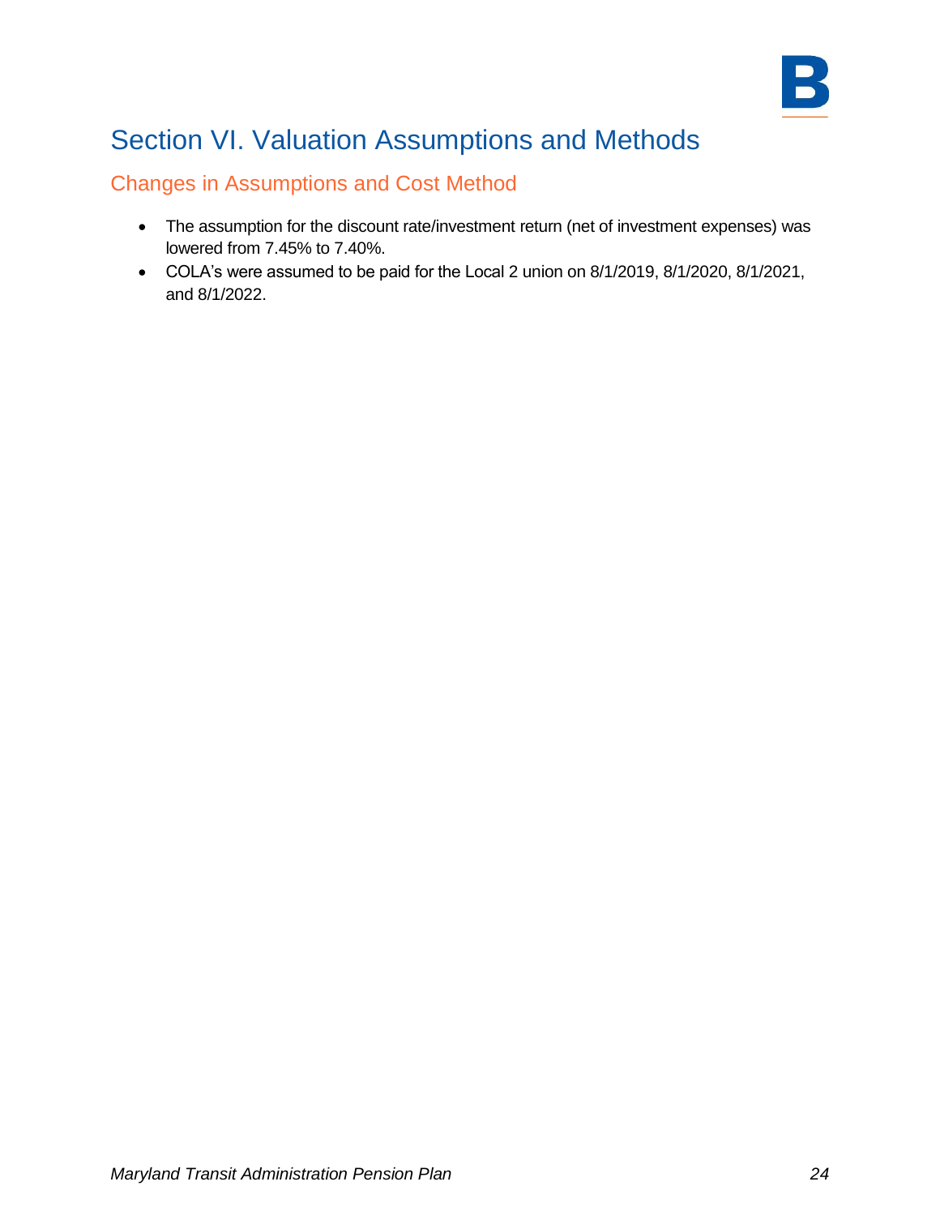# Section VI. Valuation Assumptions and Methods

## Changes in Assumptions and Cost Method

- The assumption for the discount rate/investment return (net of investment expenses) was lowered from 7.45% to 7.40%.
- COLA's were assumed to be paid for the Local 2 union on 8/1/2019, 8/1/2020, 8/1/2021, and 8/1/2022.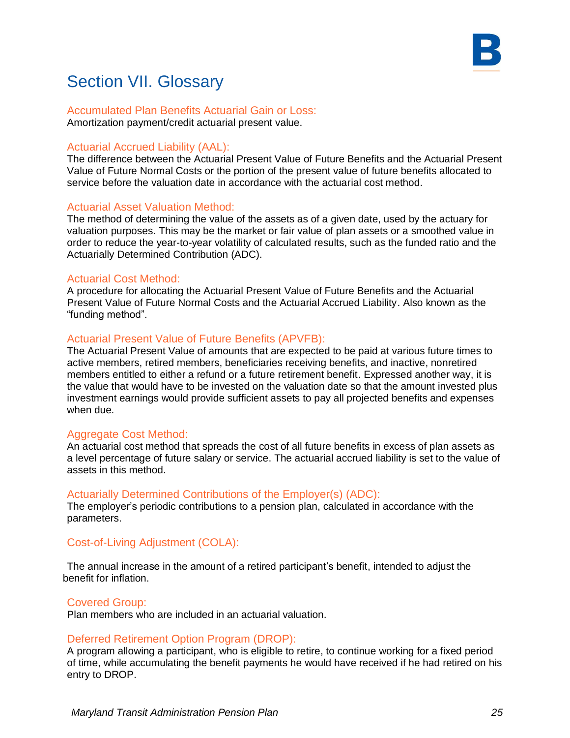# Section VII. Glossary

### Accumulated Plan Benefits Actuarial Gain or Loss:

Amortization payment/credit actuarial present value.

### Actuarial Accrued Liability (AAL):

The difference between the Actuarial Present Value of Future Benefits and the Actuarial Present Value of Future Normal Costs or the portion of the present value of future benefits allocated to service before the valuation date in accordance with the actuarial cost method.

### Actuarial Asset Valuation Method:

The method of determining the value of the assets as of a given date, used by the actuary for valuation purposes. This may be the market or fair value of plan assets or a smoothed value in order to reduce the year-to-year volatility of calculated results, such as the funded ratio and the Actuarially Determined Contribution (ADC).

### Actuarial Cost Method:

A procedure for allocating the Actuarial Present Value of Future Benefits and the Actuarial Present Value of Future Normal Costs and the Actuarial Accrued Liability. Also known as the "funding method".

### Actuarial Present Value of Future Benefits (APVFB):

The Actuarial Present Value of amounts that are expected to be paid at various future times to active members, retired members, beneficiaries receiving benefits, and inactive, nonretired members entitled to either a refund or a future retirement benefit. Expressed another way, it is the value that would have to be invested on the valuation date so that the amount invested plus investment earnings would provide sufficient assets to pay all projected benefits and expenses when due.

### Aggregate Cost Method:

An actuarial cost method that spreads the cost of all future benefits in excess of plan assets as a level percentage of future salary or service. The actuarial accrued liability is set to the value of assets in this method.

### Actuarially Determined Contributions of the Employer(s) (ADC):

The employer's periodic contributions to a pension plan, calculated in accordance with the parameters.

### Cost-of-Living Adjustment (COLA):

The annual increase in the amount of a retired participant's benefit, intended to adjust the benefit for inflation.

### Covered Group:

Plan members who are included in an actuarial valuation.

### Deferred Retirement Option Program (DROP):

A program allowing a participant, who is eligible to retire, to continue working for a fixed period of time, while accumulating the benefit payments he would have received if he had retired on his entry to DROP.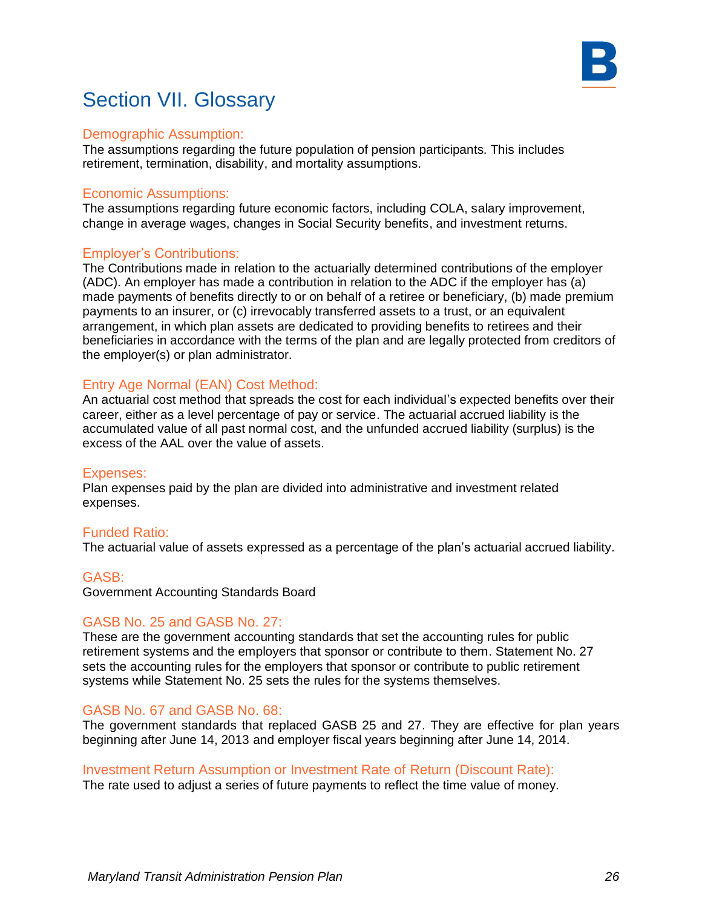# Section VII. Glossary

### Demographic Assumption:

The assumptions regarding the future population of pension participants. This includes retirement, termination, disability, and mortality assumptions.

### Economic Assumptions:

The assumptions regarding future economic factors, including COLA, salary improvement, change in average wages, changes in Social Security benefits, and investment returns.

### Employer's Contributions:

The Contributions made in relation to the actuarially determined contributions of the employer (ADC). An employer has made a contribution in relation to the ADC if the employer has (a) made payments of benefits directly to or on behalf of a retiree or beneficiary, (b) made premium payments to an insurer, or (c) irrevocably transferred assets to a trust, or an equivalent arrangement, in which plan assets are dedicated to providing benefits to retirees and their beneficiaries in accordance with the terms of the plan and are legally protected from creditors of the employer(s) or plan administrator.

### Entry Age Normal (EAN) Cost Method:

An actuarial cost method that spreads the cost for each individual's expected benefits over their career, either as a level percentage of pay or service. The actuarial accrued liability is the accumulated value of all past normal cost, and the unfunded accrued liability (surplus) is the excess of the AAL over the value of assets.

### Expenses:

Plan expenses paid by the plan are divided into administrative and investment related expenses.

### Funded Ratio:

The actuarial value of assets expressed as a percentage of the plan's actuarial accrued liability.

### GASB:

Government Accounting Standards Board

### GASB No. 25 and GASB No. 27:

These are the government accounting standards that set the accounting rules for public retirement systems and the employers that sponsor or contribute to them. Statement No. 27 sets the accounting rules for the employers that sponsor or contribute to public retirement systems while Statement No. 25 sets the rules for the systems themselves.

### GASB No. 67 and GASB No. 68:

The government standards that replaced GASB 25 and 27. They are effective for plan years beginning after June 14, 2013 and employer fiscal years beginning after June 14, 2014.

### Investment Return Assumption or Investment Rate of Return (Discount Rate):

The rate used to adjust a series of future payments to reflect the time value of money.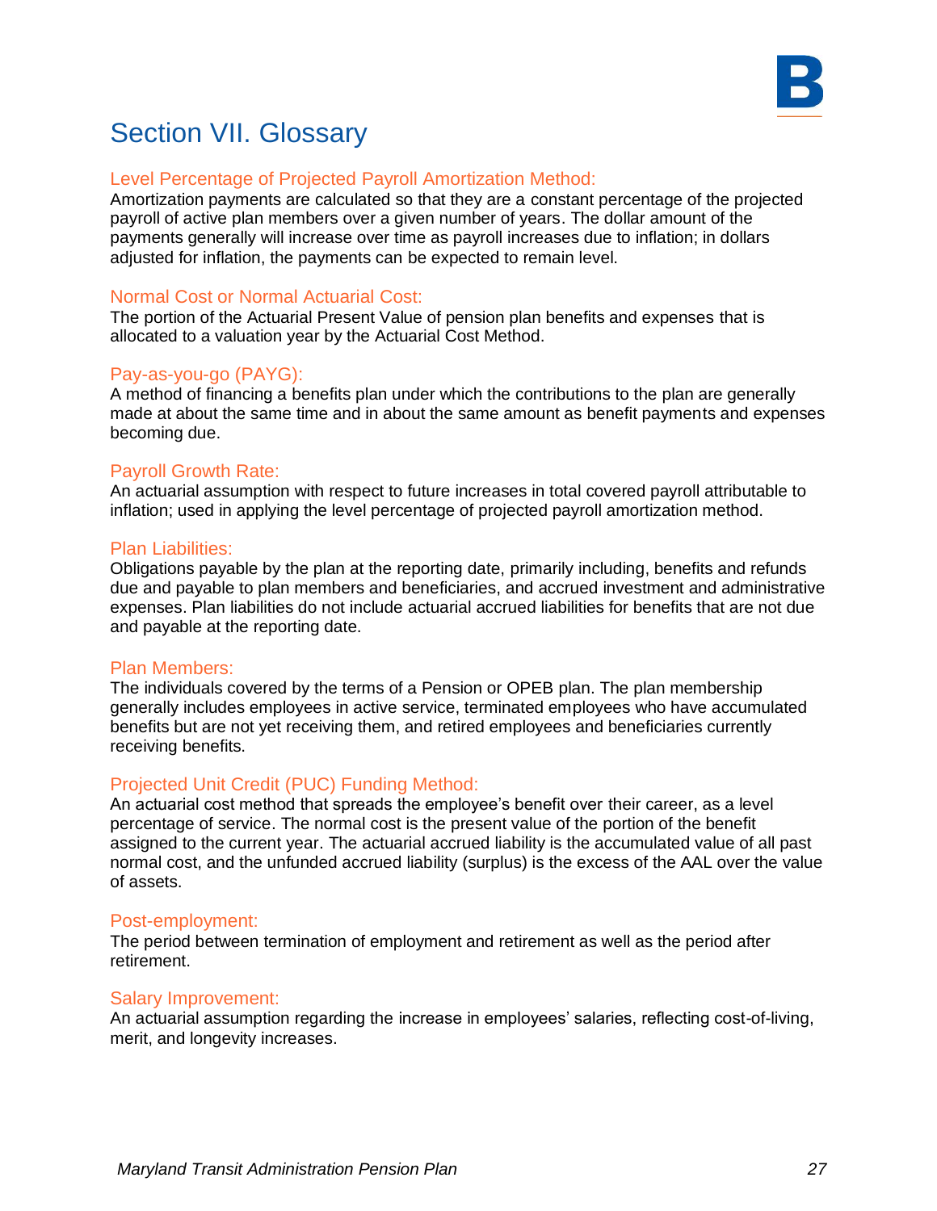# Section VII. Glossary

### Level Percentage of Projected Payroll Amortization Method:

Amortization payments are calculated so that they are a constant percentage of the projected payroll of active plan members over a given number of years. The dollar amount of the payments generally will increase over time as payroll increases due to inflation; in dollars adjusted for inflation, the payments can be expected to remain level.

### Normal Cost or Normal Actuarial Cost:

The portion of the Actuarial Present Value of pension plan benefits and expenses that is allocated to a valuation year by the Actuarial Cost Method.

### Pay-as-you-go (PAYG):

A method of financing a benefits plan under which the contributions to the plan are generally made at about the same time and in about the same amount as benefit payments and expenses becoming due.

### Payroll Growth Rate:

An actuarial assumption with respect to future increases in total covered payroll attributable to inflation; used in applying the level percentage of projected payroll amortization method.

### Plan Liabilities:

Obligations payable by the plan at the reporting date, primarily including, benefits and refunds due and payable to plan members and beneficiaries, and accrued investment and administrative expenses. Plan liabilities do not include actuarial accrued liabilities for benefits that are not due and payable at the reporting date.

### Plan Members:

The individuals covered by the terms of a Pension or OPEB plan. The plan membership generally includes employees in active service, terminated employees who have accumulated benefits but are not yet receiving them, and retired employees and beneficiaries currently receiving benefits.

### Projected Unit Credit (PUC) Funding Method:

An actuarial cost method that spreads the employee's benefit over their career, as a level percentage of service. The normal cost is the present value of the portion of the benefit assigned to the current year. The actuarial accrued liability is the accumulated value of all past normal cost, and the unfunded accrued liability (surplus) is the excess of the AAL over the value of assets.

### Post-employment:

The period between termination of employment and retirement as well as the period after retirement.

### Salary Improvement:

An actuarial assumption regarding the increase in employees' salaries, reflecting cost-of-living, merit, and longevity increases.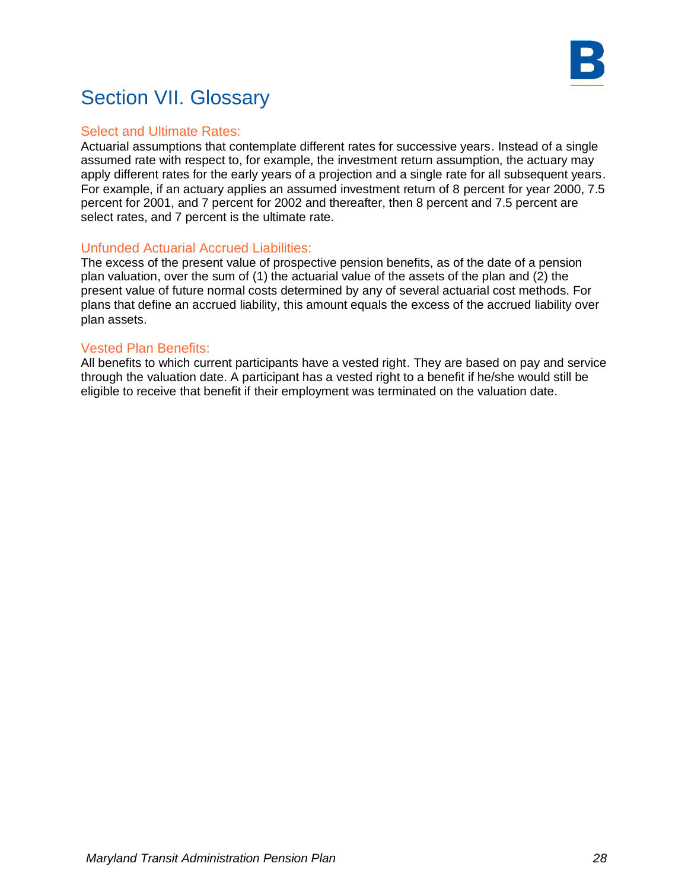# Section VII. Glossary

### Select and Ultimate Rates:

Actuarial assumptions that contemplate different rates for successive years. Instead of a single assumed rate with respect to, for example, the investment return assumption, the actuary may apply different rates for the early years of a projection and a single rate for all subsequent years. For example, if an actuary applies an assumed investment return of 8 percent for year 2000, 7.5 percent for 2001, and 7 percent for 2002 and thereafter, then 8 percent and 7.5 percent are select rates, and 7 percent is the ultimate rate.

### Unfunded Actuarial Accrued Liabilities:

The excess of the present value of prospective pension benefits, as of the date of a pension plan valuation, over the sum of (1) the actuarial value of the assets of the plan and (2) the present value of future normal costs determined by any of several actuarial cost methods. For plans that define an accrued liability, this amount equals the excess of the accrued liability over plan assets.

### Vested Plan Benefits:

All benefits to which current participants have a vested right. They are based on pay and service through the valuation date. A participant has a vested right to a benefit if he/she would still be eligible to receive that benefit if their employment was terminated on the valuation date.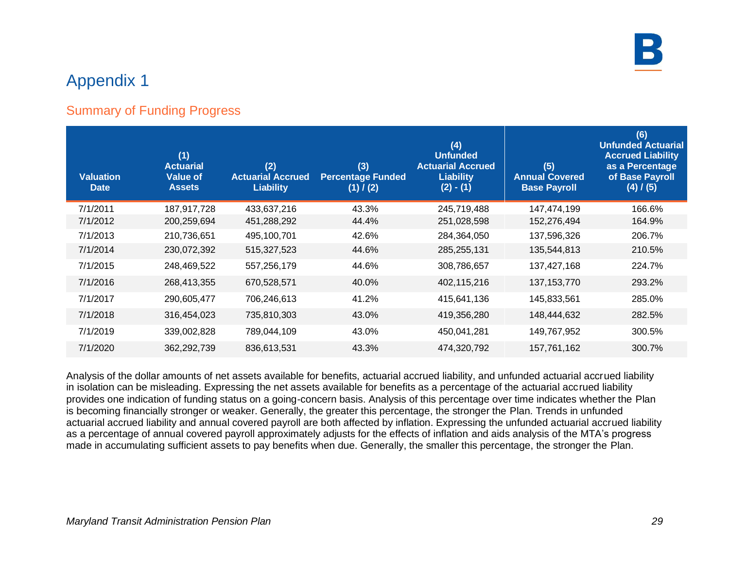# Appendix 1

## Summary of Funding Progress

| Valuation Date | (1) Actuarial Value of Assets | (2) Actuarial Accrued Liability | (3) Percentage Funded (1) / (2) | (4) Unfunded Actuarial Accrued Liability (2) - (1) | (5) Annual Covered Base Payroll | (6) Unfunded Actuarial Accrued Liability as a Percentage of Base Payroll (4) / (5) |
|---|---|---|---|---|---|---|
| 7/1/2011 | 187,917,728 | 433,637,216 | 43.3% | 245,719,488 | 147,474,199 | 166.6% |
| 7/1/2012 | 200,259,694 | 451,288,292 | 44.4% | 251,028,598 | 152,276,494 | 164.9% |
| 7/1/2013 | 210,736,651 | 495,100,701 | 42.6% | 284,364,050 | 137,596,326 | 206.7% |
| 7/1/2014 | 230,072,392 | 515,327,523 | 44.6% | 285,255,131 | 135,544,813 | 210.5% |
| 7/1/2015 | 248,469,522 | 557,256,179 | 44.6% | 308,786,657 | 137,427,168 | 224.7% |
| 7/1/2016 | 268,413,355 | 670,528,571 | 40.0% | 402,115,216 | 137,153,770 | 293.2% |
| 7/1/2017 | 290,605,477 | 706,246,613 | 41.2% | 415,641,136 | 145,833,561 | 285.0% |
| 7/1/2018 | 316,454,023 | 735,810,303 | 43.0% | 419,356,280 | 148,444,632 | 282.5% |
| 7/1/2019 | 339,002,828 | 789,044,109 | 43.0% | 450,041,281 | 149,767,952 | 300.5% |
| 7/1/2020 | 362,292,739 | 836,613,531 | 43.3% | 474,320,792 | 157,761,162 | 300.7% |

Analysis of the dollar amounts of net assets available for benefits, actuarial accrued liability, and unfunded actuarial accrued liability in isolation can be misleading. Expressing the net assets available for benefits as a percentage of the actuarial accrued liability provides one indication of funding status on a going-concern basis. Analysis of this percentage over time indicates whether the Plan is becoming financially stronger or weaker. Generally, the greater this percentage, the stronger the Plan. Trends in unfunded actuarial accrued liability and annual covered payroll are both affected by inflation. Expressing the unfunded actuarial accrued liability as a percentage of annual covered payroll approximately adjusts for the effects of inflation and aids analysis of the MTA's progress made in accumulating sufficient assets to pay benefits when due. Generally, the smaller this percentage, the stronger the Plan.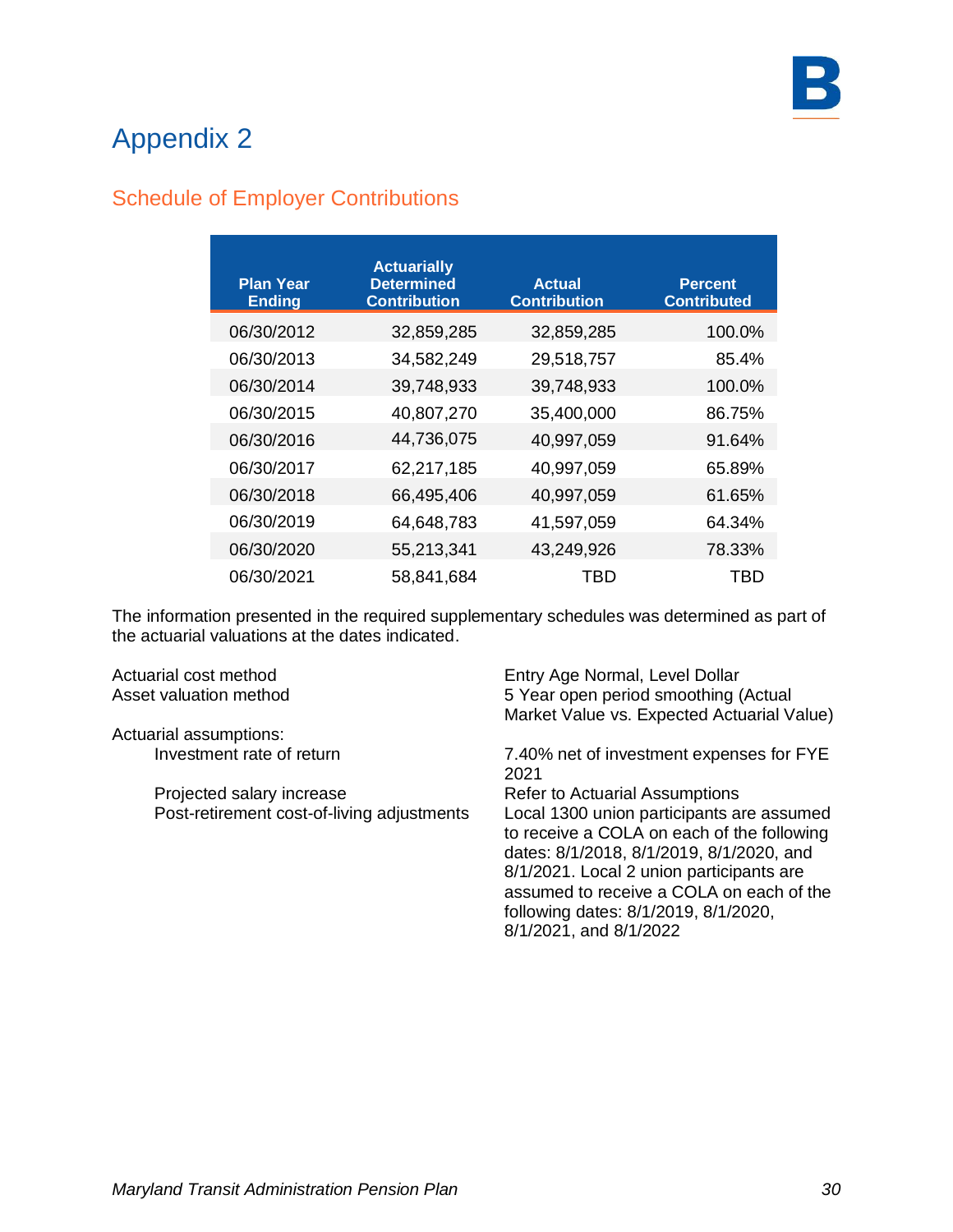# Appendix 2

## Schedule of Employer Contributions

| Plan Year Ending | Actuarially Determined Contribution | Actual Contribution | Percent Contributed |
|---|---|---|---|
| 06/30/2012 | 32,859,285 | 32,859,285 | 100.0% |
| 06/30/2013 | 34,582,249 | 29,518,757 | 85.4% |
| 06/30/2014 | 39,748,933 | 39,748,933 | 100.0% |
| 06/30/2015 | 40,807,270 | 35,400,000 | 86.75% |
| 06/30/2016 | 44,736,075 | 40,997,059 | 91.64% |
| 06/30/2017 | 62,217,185 | 40,997,059 | 65.89% |
| 06/30/2018 | 66,495,406 | 40,997,059 | 61.65% |
| 06/30/2019 | 64,648,783 | 41,597,059 | 64.34% |
| 06/30/2020 | 55,213,341 | 43,249,926 | 78.33% |
| 06/30/2021 | 58,841,684 | TBD | TBD |

The information presented in the required supplementary schedules was determined as part of the actuarial valuations at the dates indicated.

| | |
|---|---|
| Actuarial cost method | Entry Age Normal, Level Dollar |
| Asset valuation method | 5 Year open period smoothing (Actual Market Value vs. Expected Actuarial Value) |
| Actuarial assumptions: | |
| Investment rate of return | 7.40% net of investment expenses for FYE 2021 |
| Projected salary increase | Refer to Actuarial Assumptions |
| Post-retirement cost-of-living adjustments | Local 1300 union participants are assumed to receive a COLA on each of the following dates: 8/1/2018, 8/1/2019, 8/1/2020, and 8/1/2021. Local 2 union participants are assumed to receive a COLA on each of the following dates: 8/1/2019, 8/1/2020, 8/1/2021, and 8/1/2022 |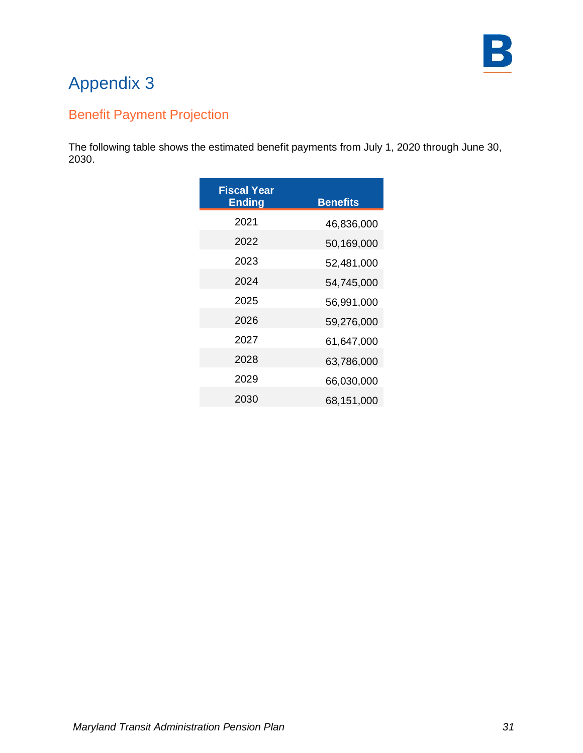# Appendix 3

## Benefit Payment Projection

The following table shows the estimated benefit payments from July 1, 2020 through June 30, 2030.

| Fiscal Year Ending | Benefits |
|---|---|
| 2021 | 46,836,000 |
| 2022 | 50,169,000 |
| 2023 | 52,481,000 |
| 2024 | 54,745,000 |
| 2025 | 56,991,000 |
| 2026 | 59,276,000 |
| 2027 | 61,647,000 |
| 2028 | 63,786,000 |
| 2029 | 66,030,000 |
| 2030 | 68,151,000 |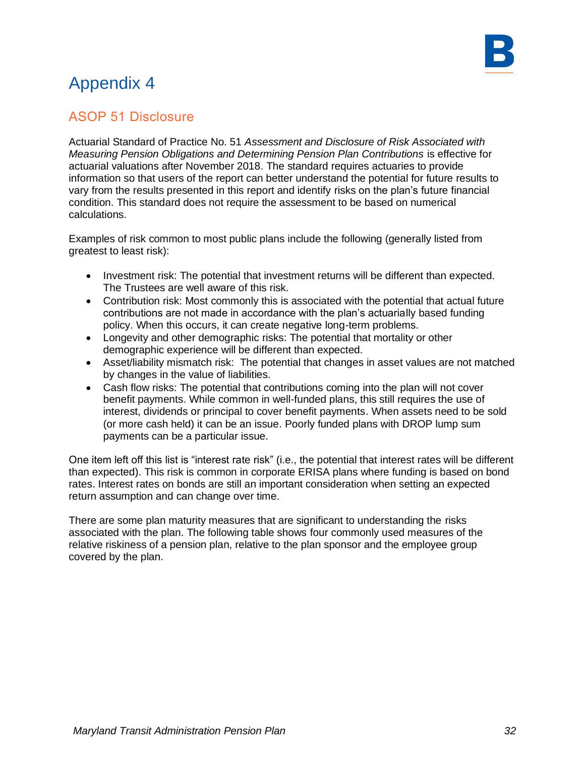# Appendix 4

## ASOP 51 Disclosure

Actuarial Standard of Practice No. 51 *Assessment and Disclosure of Risk Associated with Measuring Pension Obligations and Determining Pension Plan Contributions* is effective for actuarial valuations after November 2018. The standard requires actuaries to provide information so that users of the report can better understand the potential for future results to vary from the results presented in this report and identify risks on the plan's future financial condition. This standard does not require the assessment to be based on numerical calculations.

Examples of risk common to most public plans include the following (generally listed from greatest to least risk):

- Investment risk: The potential that investment returns will be different than expected. The Trustees are well aware of this risk.
- Contribution risk: Most commonly this is associated with the potential that actual future contributions are not made in accordance with the plan's actuarially based funding policy. When this occurs, it can create negative long-term problems.
- Longevity and other demographic risks: The potential that mortality or other demographic experience will be different than expected.
- Asset/liability mismatch risk: The potential that changes in asset values are not matched by changes in the value of liabilities.
- Cash flow risks: The potential that contributions coming into the plan will not cover benefit payments. While common in well-funded plans, this still requires the use of interest, dividends or principal to cover benefit payments. When assets need to be sold (or more cash held) it can be an issue. Poorly funded plans with DROP lump sum payments can be a particular issue.

One item left off this list is "interest rate risk" (i.e., the potential that interest rates will be different than expected). This risk is common in corporate ERISA plans where funding is based on bond rates. Interest rates on bonds are still an important consideration when setting an expected return assumption and can change over time.

There are some plan maturity measures that are significant to understanding the risks associated with the plan. The following table shows four commonly used measures of the relative riskiness of a pension plan, relative to the plan sponsor and the employee group covered by the plan.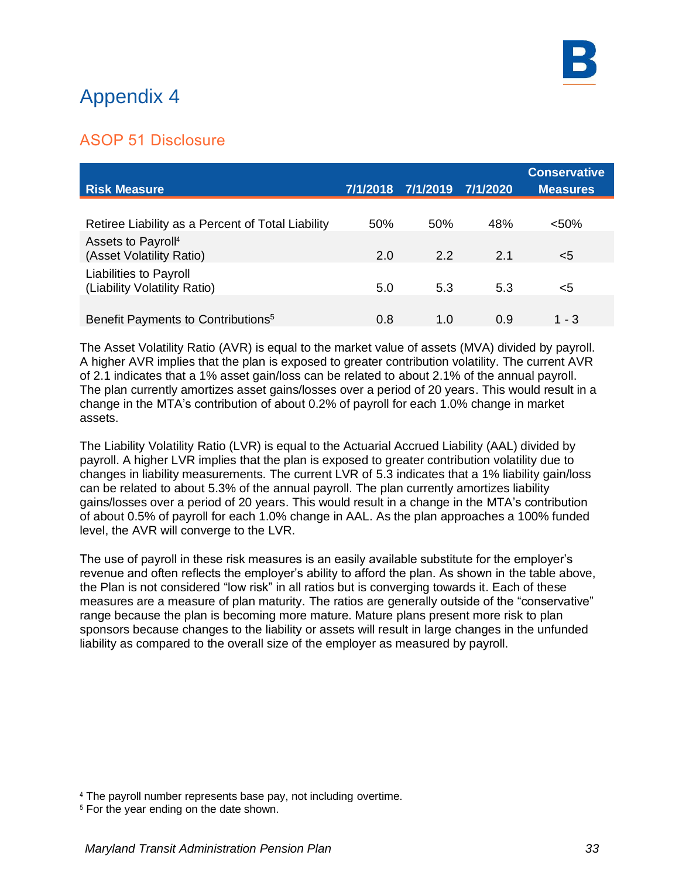# Appendix 4

## ASOP 51 Disclosure

| Risk Measure | 7/1/2018 | 7/1/2019 | 7/1/2020 | Conservative Measures |
|---|---|---|---|---|
| Retiree Liability as a Percent of Total Liability | 50% | 50% | 48% | <50% |
| Assets to Payroll[4] (Asset Volatility Ratio) | 2.0 | 2.2 | 2.1 | <5 |
| Liabilities to Payroll (Liability Volatility Ratio) | 5.0 | 5.3 | 5.3 | <5 |
| Benefit Payments to Contributions[5] | 0.8 | 1.0 | 0.9 | 1 - 3 |

The Asset Volatility Ratio (AVR) is equal to the market value of assets (MVA) divided by payroll. A higher AVR implies that the plan is exposed to greater contribution volatility. The current AVR of 2.1 indicates that a 1% asset gain/loss can be related to about 2.1% of the annual payroll. The plan currently amortizes asset gains/losses over a period of 20 years. This would result in a change in the MTA's contribution of about 0.2% of payroll for each 1.0% change in market assets.

The Liability Volatility Ratio (LVR) is equal to the Actuarial Accrued Liability (AAL) divided by payroll. A higher LVR implies that the plan is exposed to greater contribution volatility due to changes in liability measurements. The current LVR of 5.3 indicates that a 1% liability gain/loss can be related to about 5.3% of the annual payroll. The plan currently amortizes liability gains/losses over a period of 20 years. This would result in a change in the MTA's contribution of about 0.5% of payroll for each 1.0% change in AAL. As the plan approaches a 100% funded level, the AVR will converge to the LVR.

The use of payroll in these risk measures is an easily available substitute for the employer's revenue and often reflects the employer's ability to afford the plan. As shown in the table above, the Plan is not considered "low risk" in all ratios but is converging towards it. Each of these measures are a measure of plan maturity. The ratios are generally outside of the "conservative" range because the plan is becoming more mature. Mature plans present more risk to plan sponsors because changes to the liability or assets will result in large changes in the unfunded liability as compared to the overall size of the employer as measured by payroll.

[4] The payroll number represents base pay, not including overtime.

[5] For the year ending on the date shown.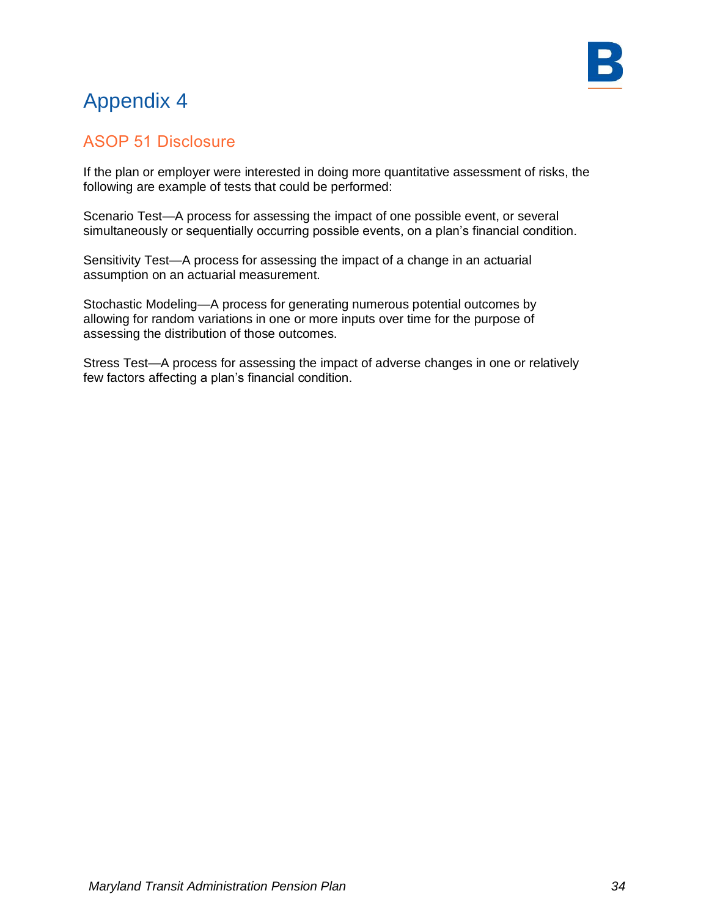# Appendix 4

## ASOP 51 Disclosure

If the plan or employer were interested in doing more quantitative assessment of risks, the following are example of tests that could be performed:

Scenario Test—A process for assessing the impact of one possible event, or several simultaneously or sequentially occurring possible events, on a plan's financial condition.

Sensitivity Test—A process for assessing the impact of a change in an actuarial assumption on an actuarial measurement.

Stochastic Modeling—A process for generating numerous potential outcomes by allowing for random variations in one or more inputs over time for the purpose of assessing the distribution of those outcomes.

Stress Test—A process for assessing the impact of adverse changes in one or relatively few factors affecting a plan's financial condition.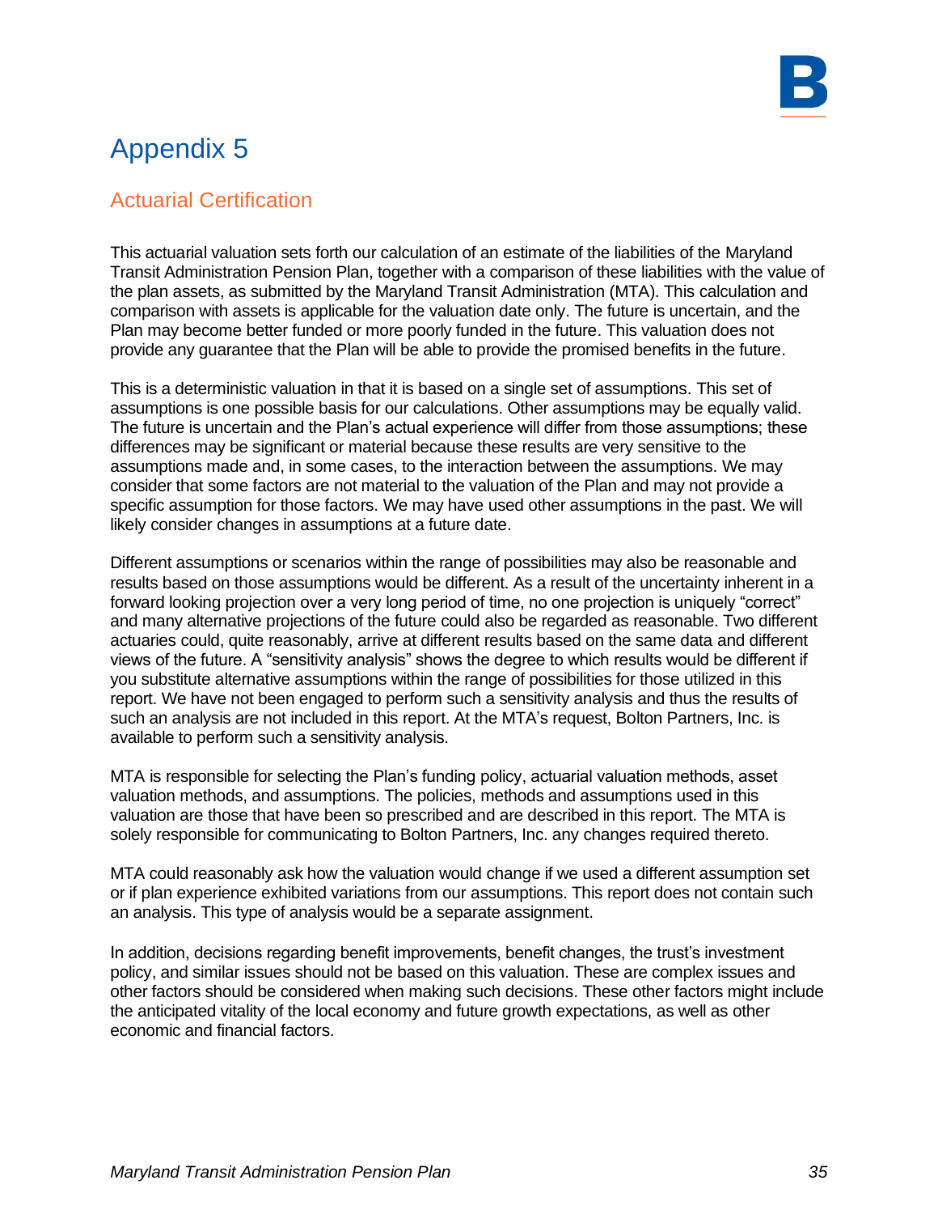# Appendix 5

## Actuarial Certification

This actuarial valuation sets forth our calculation of an estimate of the liabilities of the Maryland Transit Administration Pension Plan, together with a comparison of these liabilities with the value of the plan assets, as submitted by the Maryland Transit Administration (MTA). This calculation and comparison with assets is applicable for the valuation date only. The future is uncertain, and the Plan may become better funded or more poorly funded in the future. This valuation does not provide any guarantee that the Plan will be able to provide the promised benefits in the future.

This is a deterministic valuation in that it is based on a single set of assumptions. This set of assumptions is one possible basis for our calculations. Other assumptions may be equally valid. The future is uncertain and the Plan's actual experience will differ from those assumptions; these differences may be significant or material because these results are very sensitive to the assumptions made and, in some cases, to the interaction between the assumptions. We may consider that some factors are not material to the valuation of the Plan and may not provide a specific assumption for those factors. We may have used other assumptions in the past. We will likely consider changes in assumptions at a future date.

Different assumptions or scenarios within the range of possibilities may also be reasonable and results based on those assumptions would be different. As a result of the uncertainty inherent in a forward looking projection over a very long period of time, no one projection is uniquely "correct" and many alternative projections of the future could also be regarded as reasonable. Two different actuaries could, quite reasonably, arrive at different results based on the same data and different views of the future. A "sensitivity analysis" shows the degree to which results would be different if you substitute alternative assumptions within the range of possibilities for those utilized in this report. We have not been engaged to perform such a sensitivity analysis and thus the results of such an analysis are not included in this report. At the MTA's request, Bolton Partners, Inc. is available to perform such a sensitivity analysis.

MTA is responsible for selecting the Plan's funding policy, actuarial valuation methods, asset valuation methods, and assumptions. The policies, methods and assumptions used in this valuation are those that have been so prescribed and are described in this report. The MTA is solely responsible for communicating to Bolton Partners, Inc. any changes required thereto.

MTA could reasonably ask how the valuation would change if we used a different assumption set or if plan experience exhibited variations from our assumptions. This report does not contain such an analysis. This type of analysis would be a separate assignment.

In addition, decisions regarding benefit improvements, benefit changes, the trust's investment policy, and similar issues should not be based on this valuation. These are complex issues and other factors should be considered when making such decisions. These other factors might include the anticipated vitality of the local economy and future growth expectations, as well as other economic and financial factors.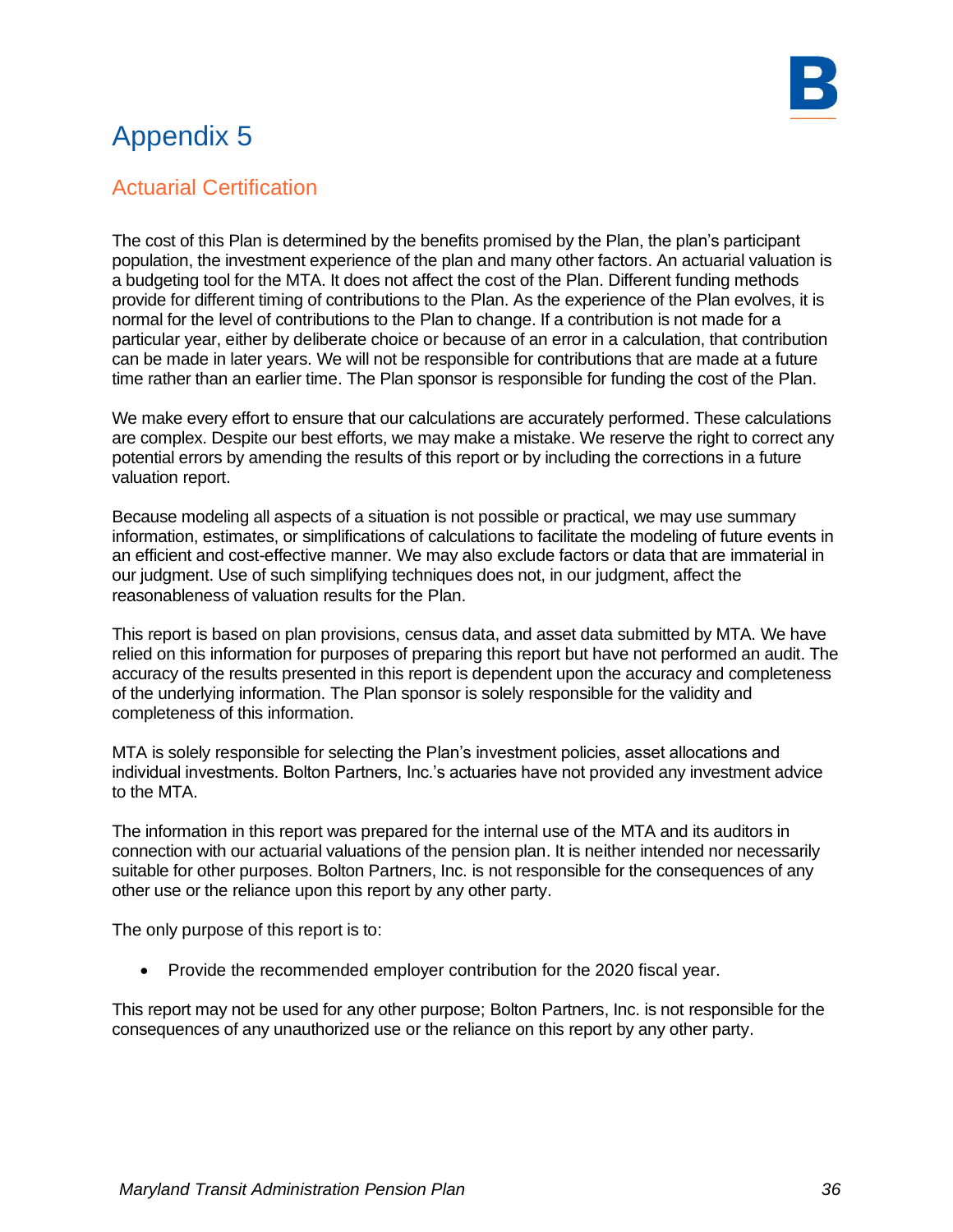# Appendix 5

## Actuarial Certification

The cost of this Plan is determined by the benefits promised by the Plan, the plan's participant population, the investment experience of the plan and many other factors. An actuarial valuation is a budgeting tool for the MTA. It does not affect the cost of the Plan. Different funding methods provide for different timing of contributions to the Plan. As the experience of the Plan evolves, it is normal for the level of contributions to the Plan to change. If a contribution is not made for a particular year, either by deliberate choice or because of an error in a calculation, that contribution can be made in later years. We will not be responsible for contributions that are made at a future time rather than an earlier time. The Plan sponsor is responsible for funding the cost of the Plan.

We make every effort to ensure that our calculations are accurately performed. These calculations are complex. Despite our best efforts, we may make a mistake. We reserve the right to correct any potential errors by amending the results of this report or by including the corrections in a future valuation report.

Because modeling all aspects of a situation is not possible or practical, we may use summary information, estimates, or simplifications of calculations to facilitate the modeling of future events in an efficient and cost-effective manner. We may also exclude factors or data that are immaterial in our judgment. Use of such simplifying techniques does not, in our judgment, affect the reasonableness of valuation results for the Plan.

This report is based on plan provisions, census data, and asset data submitted by MTA. We have relied on this information for purposes of preparing this report but have not performed an audit. The accuracy of the results presented in this report is dependent upon the accuracy and completeness of the underlying information. The Plan sponsor is solely responsible for the validity and completeness of this information.

MTA is solely responsible for selecting the Plan's investment policies, asset allocations and individual investments. Bolton Partners, Inc.'s actuaries have not provided any investment advice to the MTA.

The information in this report was prepared for the internal use of the MTA and its auditors in connection with our actuarial valuations of the pension plan. It is neither intended nor necessarily suitable for other purposes. Bolton Partners, Inc. is not responsible for the consequences of any other use or the reliance upon this report by any other party.

The only purpose of this report is to:

- Provide the recommended employer contribution for the 2020 fiscal year.

This report may not be used for any other purpose; Bolton Partners, Inc. is not responsible for the consequences of any unauthorized use or the reliance on this report by any other party.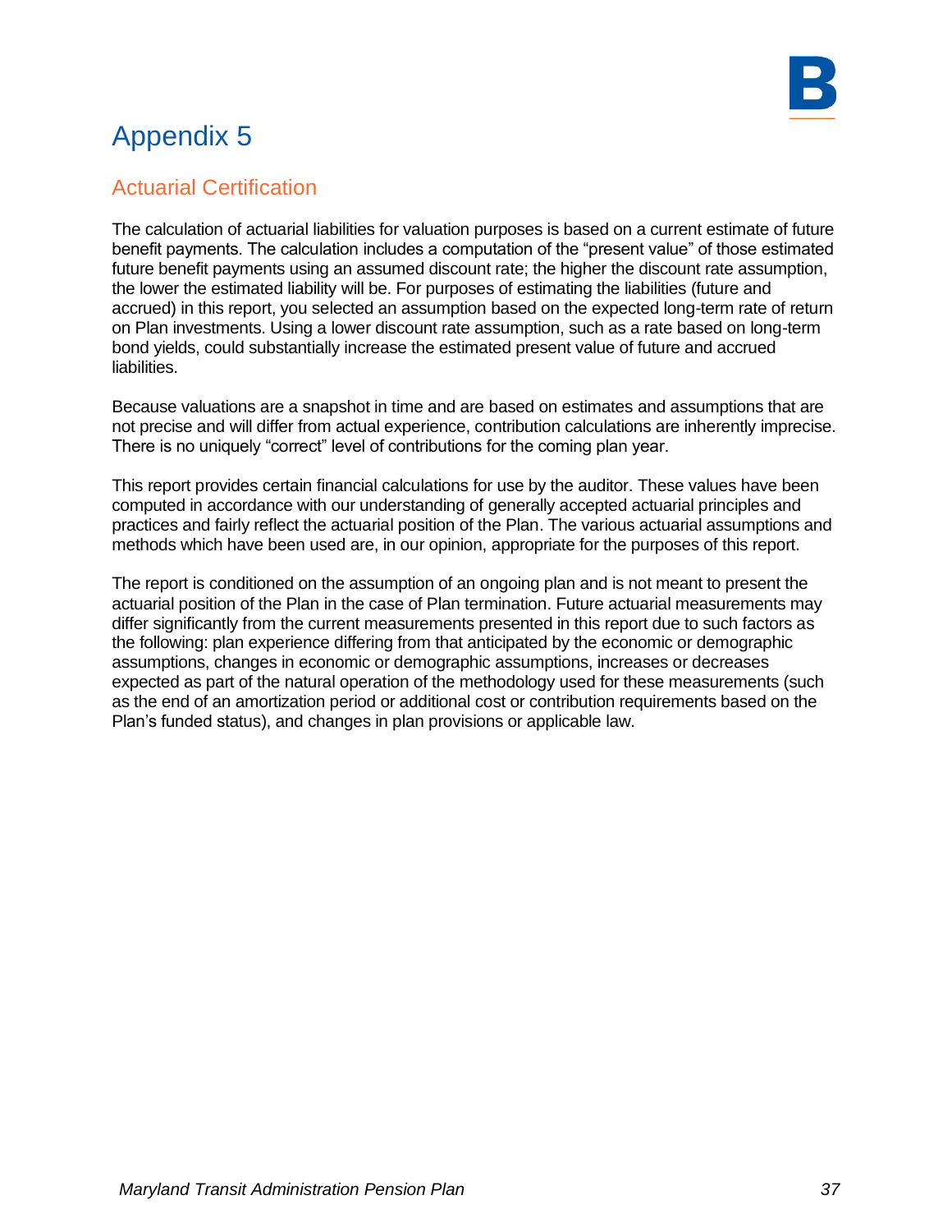# Appendix 5

## Actuarial Certification

The calculation of actuarial liabilities for valuation purposes is based on a current estimate of future benefit payments. The calculation includes a computation of the "present value" of those estimated future benefit payments using an assumed discount rate; the higher the discount rate assumption, the lower the estimated liability will be. For purposes of estimating the liabilities (future and accrued) in this report, you selected an assumption based on the expected long-term rate of return on Plan investments. Using a lower discount rate assumption, such as a rate based on long-term bond yields, could substantially increase the estimated present value of future and accrued liabilities.

Because valuations are a snapshot in time and are based on estimates and assumptions that are not precise and will differ from actual experience, contribution calculations are inherently imprecise. There is no uniquely "correct" level of contributions for the coming plan year.

This report provides certain financial calculations for use by the auditor. These values have been computed in accordance with our understanding of generally accepted actuarial principles and practices and fairly reflect the actuarial position of the Plan. The various actuarial assumptions and methods which have been used are, in our opinion, appropriate for the purposes of this report.

The report is conditioned on the assumption of an ongoing plan and is not meant to present the actuarial position of the Plan in the case of Plan termination. Future actuarial measurements may differ significantly from the current measurements presented in this report due to such factors as the following: plan experience differing from that anticipated by the economic or demographic assumptions, changes in economic or demographic assumptions, increases or decreases expected as part of the natural operation of the methodology used for these measurements (such as the end of an amortization period or additional cost or contribution requirements based on the Plan's funded status), and changes in plan provisions or applicable law.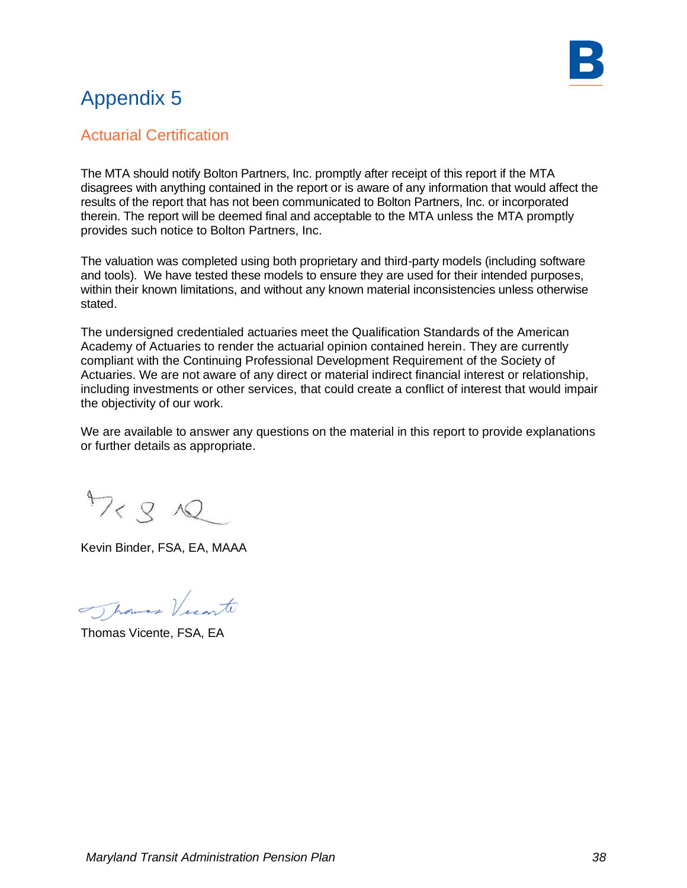# Appendix 5

## Actuarial Certification

The MTA should notify Bolton Partners, Inc. promptly after receipt of this report if the MTA disagrees with anything contained in the report or is aware of any information that would affect the results of the report that has not been communicated to Bolton Partners, Inc. or incorporated therein. The report will be deemed final and acceptable to the MTA unless the MTA promptly provides such notice to Bolton Partners, Inc.

The valuation was completed using both proprietary and third-party models (including software and tools). We have tested these models to ensure they are used for their intended purposes, within their known limitations, and without any known material inconsistencies unless otherwise stated.

The undersigned credentialed actuaries meet the Qualification Standards of the American Academy of Actuaries to render the actuarial opinion contained herein. They are currently compliant with the Continuing Professional Development Requirement of the Society of Actuaries. We are not aware of any direct or material indirect financial interest or relationship, including investments or other services, that could create a conflict of interest that would impair the objectivity of our work.

We are available to answer any questions on the material in this report to provide explanations or further details as appropriate.

Kevin Binder, FSA, EA, MAAA

Thomas Vicente, FSA, EA